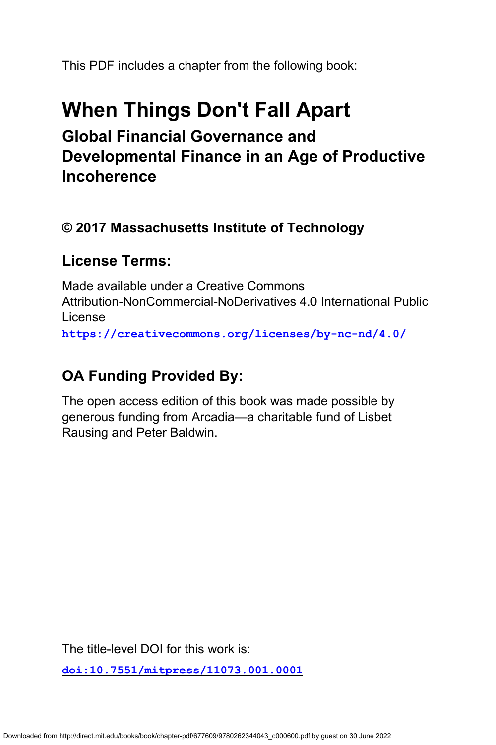This PDF includes a chapter from the following book:

# When Things Don't Fall Apart

## Global Financial Governance and Developmental Finance in an Age of Productive Incoherence

### © 2017 Massachusetts Institute of Technology

## License Terms:

Made available under a Creative Commons Attribution-NonCommercial-NoDerivatives 4.0 International Public License

**https://creativecommons.org/licenses/by-nc-nd/4.0/**

## OA Funding Provided By:

The open access edition of this book was made possible by generous funding from Arcadia—a charitable fund of Lisbet Rausing and Peter Baldwin.

The title-level DOI for this work is:

**doi:10.7551/mitpress/11073.001.0001**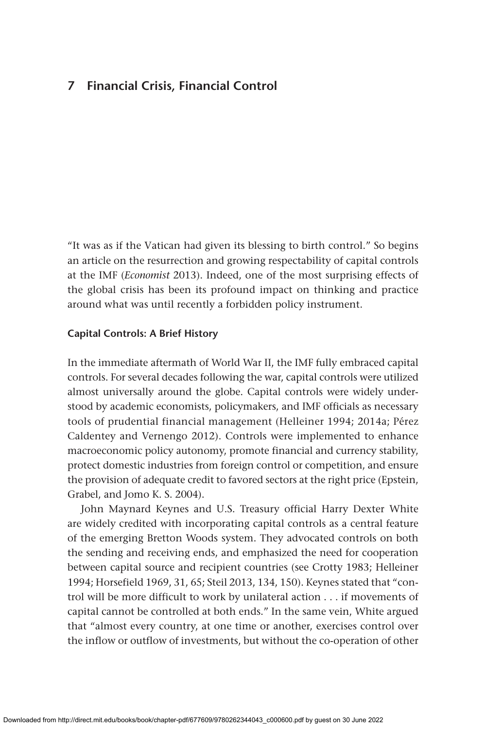# 7 Financial Crisis, Financial Control

"It was as if the Vatican had given its blessing to birth control." So begins an article on the resurrection and growing respectability of capital controls at the IMF (*Economist* 2013). Indeed, one of the most surprising effects of the global crisis has been its profound impact on thinking and practice around what was until recently a forbidden policy instrument.

### Capital Controls: A Brief History

In the immediate aftermath of World War II, the IMF fully embraced capital controls. For several decades following the war, capital controls were utilized almost universally around the globe. Capital controls were widely understood by academic economists, policymakers, and IMF officials as necessary tools of prudential financial management (Helleiner 1994; 2014a; Pérez Caldentey and Vernengo 2012). Controls were implemented to enhance macroeconomic policy autonomy, promote financial and currency stability, protect domestic industries from foreign control or competition, and ensure the provision of adequate credit to favored sectors at the right price (Epstein, Grabel, and Jomo K. S. 2004).

John Maynard Keynes and U.S. Treasury official Harry Dexter White are widely credited with incorporating capital controls as a central feature of the emerging Bretton Woods system. They advocated controls on both the sending and receiving ends, and emphasized the need for cooperation between capital source and recipient countries (see Crotty 1983; Helleiner 1994; Horsefield 1969, 31, 65; Steil 2013, 134, 150). Keynes stated that "control will be more difficult to work by unilateral action . . . if movements of capital cannot be controlled at both ends." In the same vein, White argued that "almost every country, at one time or another, exercises control over the inflow or outflow of investments, but without the co-operation of other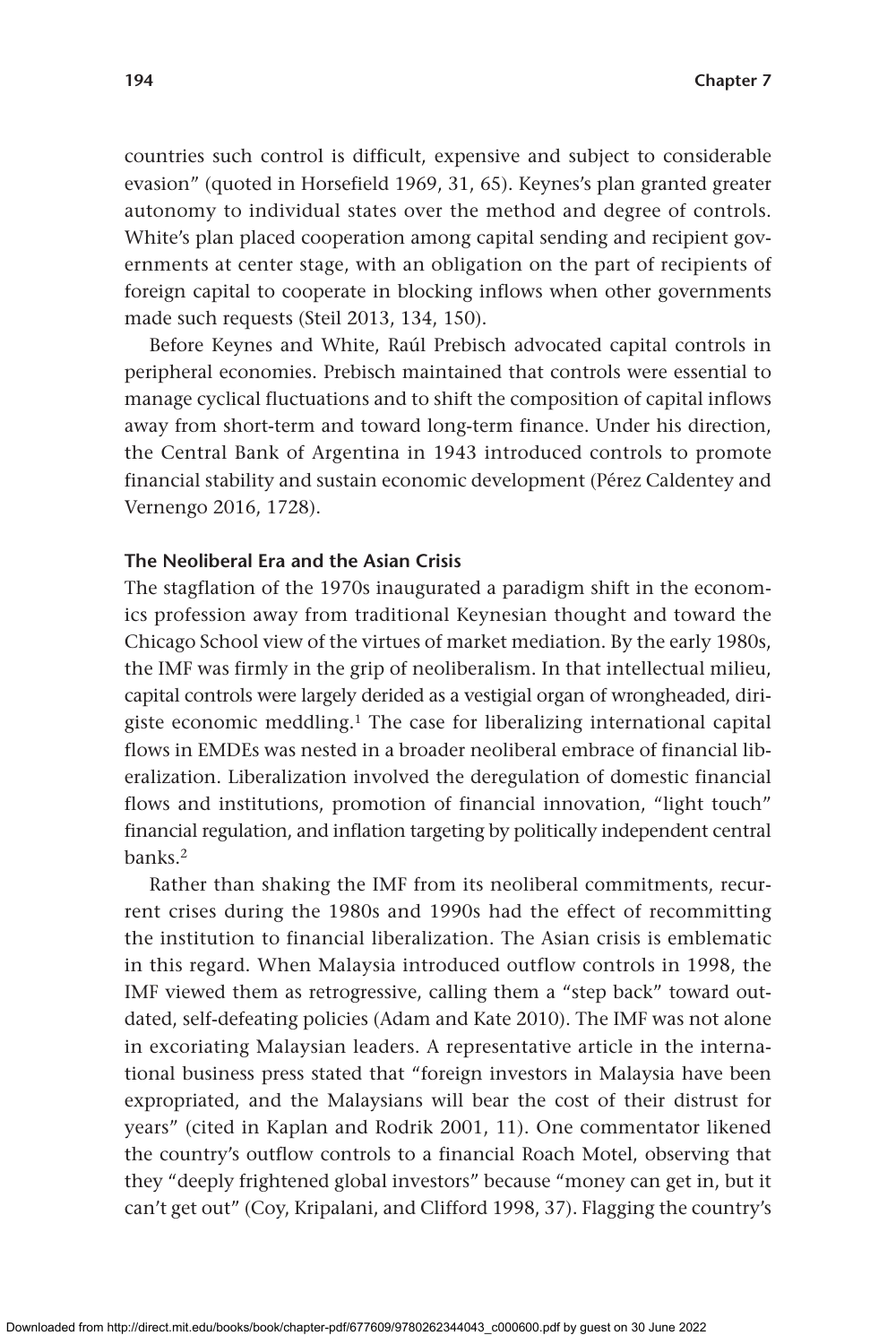countries such control is difficult, expensive and subject to considerable evasion" (quoted in Horsefield 1969, 31, 65). Keynes's plan granted greater autonomy to individual states over the method and degree of controls. White's plan placed cooperation among capital sending and recipient governments at center stage, with an obligation on the part of recipients of foreign capital to cooperate in blocking inflows when other governments made such requests (Steil 2013, 134, 150).

Before Keynes and White, Raúl Prebisch advocated capital controls in peripheral economies. Prebisch maintained that controls were essential to manage cyclical fluctuations and to shift the composition of capital inflows away from short-term and toward long-term finance. Under his direction, the Central Bank of Argentina in 1943 introduced controls to promote financial stability and sustain economic development (Pérez Caldentey and Vernengo 2016, 1728).

### The Neoliberal Era and the Asian Crisis

The stagflation of the 1970s inaugurated a paradigm shift in the economics profession away from traditional Keynesian thought and toward the Chicago School view of the virtues of market mediation. By the early 1980s, the IMF was firmly in the grip of neoliberalism. In that intellectual milieu, capital controls were largely derided as a vestigial organ of wrongheaded, dirigiste economic meddling.[1] The case for liberalizing international capital flows in EMDEs was nested in a broader neoliberal embrace of financial liberalization. Liberalization involved the deregulation of domestic financial flows and institutions, promotion of financial innovation, "light touch" financial regulation, and inflation targeting by politically independent central banks.[2]

Rather than shaking the IMF from its neoliberal commitments, recurrent crises during the 1980s and 1990s had the effect of recommitting the institution to financial liberalization. The Asian crisis is emblematic in this regard. When Malaysia introduced outflow controls in 1998, the IMF viewed them as retrogressive, calling them a "step back" toward outdated, self-defeating policies (Adam and Kate 2010). The IMF was not alone in excoriating Malaysian leaders. A representative article in the international business press stated that "foreign investors in Malaysia have been expropriated, and the Malaysians will bear the cost of their distrust for years" (cited in Kaplan and Rodrik 2001, 11). One commentator likened the country's outflow controls to a financial Roach Motel, observing that they "deeply frightened global investors" because "money can get in, but it can't get out" (Coy, Kripalani, and Clifford 1998, 37). Flagging the country's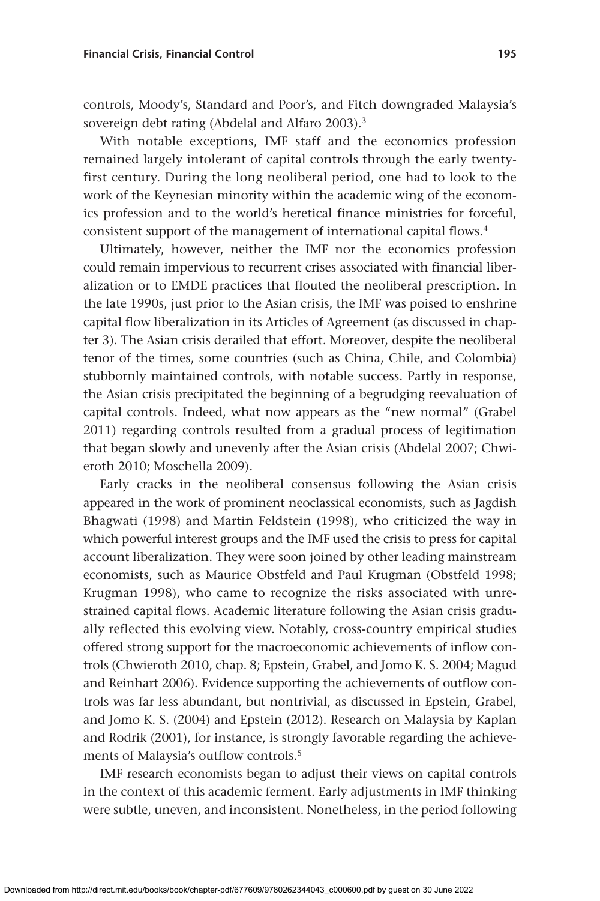controls, Moody's, Standard and Poor's, and Fitch downgraded Malaysia's sovereign debt rating (Abdelal and Alfaro 2003).[3]

With notable exceptions, IMF staff and the economics profession remained largely intolerant of capital controls through the early twenty-first century. During the long neoliberal period, one had to look to the work of the Keynesian minority within the academic wing of the economics profession and to the world's heretical finance ministries for forceful, consistent support of the management of international capital flows.[4]

Ultimately, however, neither the IMF nor the economics profession could remain impervious to recurrent crises associated with financial liberalization or to EMDE practices that flouted the neoliberal prescription. In the late 1990s, just prior to the Asian crisis, the IMF was poised to enshrine capital flow liberalization in its Articles of Agreement (as discussed in chapter 3). The Asian crisis derailed that effort. Moreover, despite the neoliberal tenor of the times, some countries (such as China, Chile, and Colombia) stubbornly maintained controls, with notable success. Partly in response, the Asian crisis precipitated the beginning of a begrudging reevaluation of capital controls. Indeed, what now appears as the "new normal" (Grabel 2011) regarding controls resulted from a gradual process of legitimation that began slowly and unevenly after the Asian crisis (Abdelal 2007; Chwieroth 2010; Moschella 2009).

Early cracks in the neoliberal consensus following the Asian crisis appeared in the work of prominent neoclassical economists, such as Jagdish Bhagwati (1998) and Martin Feldstein (1998), who criticized the way in which powerful interest groups and the IMF used the crisis to press for capital account liberalization. They were soon joined by other leading mainstream economists, such as Maurice Obstfeld and Paul Krugman (Obstfeld 1998; Krugman 1998), who came to recognize the risks associated with unrestrained capital flows. Academic literature following the Asian crisis gradually reflected this evolving view. Notably, cross-country empirical studies offered strong support for the macroeconomic achievements of inflow controls (Chwieroth 2010, chap. 8; Epstein, Grabel, and Jomo K. S. 2004; Magud and Reinhart 2006). Evidence supporting the achievements of outflow controls was far less abundant, but nontrivial, as discussed in Epstein, Grabel, and Jomo K. S. (2004) and Epstein (2012). Research on Malaysia by Kaplan and Rodrik (2001), for instance, is strongly favorable regarding the achievements of Malaysia's outflow controls.[5]

IMF research economists began to adjust their views on capital controls in the context of this academic ferment. Early adjustments in IMF thinking were subtle, uneven, and inconsistent. Nonetheless, in the period following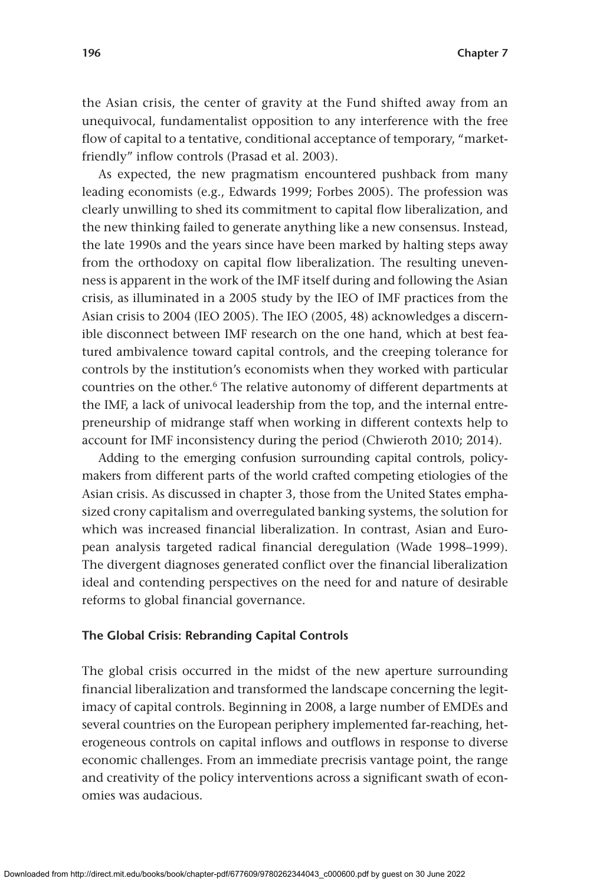the Asian crisis, the center of gravity at the Fund shifted away from an unequivocal, fundamentalist opposition to any interference with the free flow of capital to a tentative, conditional acceptance of temporary, "market-friendly" inflow controls (Prasad et al. 2003).

As expected, the new pragmatism encountered pushback from many leading economists (e.g., Edwards 1999; Forbes 2005). The profession was clearly unwilling to shed its commitment to capital flow liberalization, and the new thinking failed to generate anything like a new consensus. Instead, the late 1990s and the years since have been marked by halting steps away from the orthodoxy on capital flow liberalization. The resulting unevenness is apparent in the work of the IMF itself during and following the Asian crisis, as illuminated in a 2005 study by the IEO of IMF practices from the Asian crisis to 2004 (IEO 2005). The IEO (2005, 48) acknowledges a discernible disconnect between IMF research on the one hand, which at best featured ambivalence toward capital controls, and the creeping tolerance for controls by the institution's economists when they worked with particular countries on the other.[6] The relative autonomy of different departments at the IMF, a lack of univocal leadership from the top, and the internal entrepreneurship of midrange staff when working in different contexts help to account for IMF inconsistency during the period (Chwieroth 2010; 2014).

Adding to the emerging confusion surrounding capital controls, policymakers from different parts of the world crafted competing etiologies of the Asian crisis. As discussed in chapter 3, those from the United States emphasized crony capitalism and overregulated banking systems, the solution for which was increased financial liberalization. In contrast, Asian and European analysis targeted radical financial deregulation (Wade 1998–1999). The divergent diagnoses generated conflict over the financial liberalization ideal and contending perspectives on the need for and nature of desirable reforms to global financial governance.

### The Global Crisis: Rebranding Capital Controls

The global crisis occurred in the midst of the new aperture surrounding financial liberalization and transformed the landscape concerning the legitimacy of capital controls. Beginning in 2008, a large number of EMDEs and several countries on the European periphery implemented far-reaching, heterogeneous controls on capital inflows and outflows in response to diverse economic challenges. From an immediate precrisis vantage point, the range and creativity of the policy interventions across a significant swath of economies was audacious.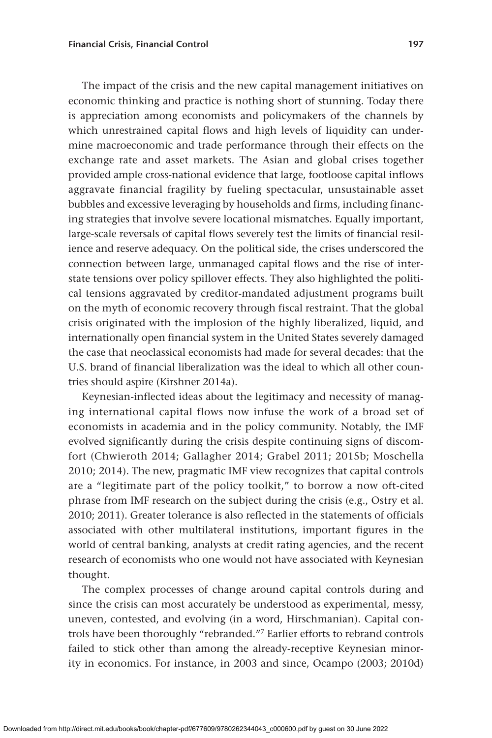The impact of the crisis and the new capital management initiatives on economic thinking and practice is nothing short of stunning. Today there is appreciation among economists and policymakers of the channels by which unrestrained capital flows and high levels of liquidity can undermine macroeconomic and trade performance through their effects on the exchange rate and asset markets. The Asian and global crises together provided ample cross-national evidence that large, footloose capital inflows aggravate financial fragility by fueling spectacular, unsustainable asset bubbles and excessive leveraging by households and firms, including financing strategies that involve severe locational mismatches. Equally important, large-scale reversals of capital flows severely test the limits of financial resilience and reserve adequacy. On the political side, the crises underscored the connection between large, unmanaged capital flows and the rise of interstate tensions over policy spillover effects. They also highlighted the political tensions aggravated by creditor-mandated adjustment programs built on the myth of economic recovery through fiscal restraint. That the global crisis originated with the implosion of the highly liberalized, liquid, and internationally open financial system in the United States severely damaged the case that neoclassical economists had made for several decades: that the U.S. brand of financial liberalization was the ideal to which all other countries should aspire (Kirshner 2014a).

Keynesian-inflected ideas about the legitimacy and necessity of managing international capital flows now infuse the work of a broad set of economists in academia and in the policy community. Notably, the IMF evolved significantly during the crisis despite continuing signs of discomfort (Chwieroth 2014; Gallagher 2014; Grabel 2011; 2015b; Moschella 2010; 2014). The new, pragmatic IMF view recognizes that capital controls are a "legitimate part of the policy toolkit," to borrow a now oft-cited phrase from IMF research on the subject during the crisis (e.g., Ostry et al. 2010; 2011). Greater tolerance is also reflected in the statements of officials associated with other multilateral institutions, important figures in the world of central banking, analysts at credit rating agencies, and the recent research of economists who one would not have associated with Keynesian thought.

The complex processes of change around capital controls during and since the crisis can most accurately be understood as experimental, messy, uneven, contested, and evolving (in a word, Hirschmanian). Capital controls have been thoroughly "rebranded."[7] Earlier efforts to rebrand controls failed to stick other than among the already-receptive Keynesian minority in economics. For instance, in 2003 and since, Ocampo (2003; 2010d)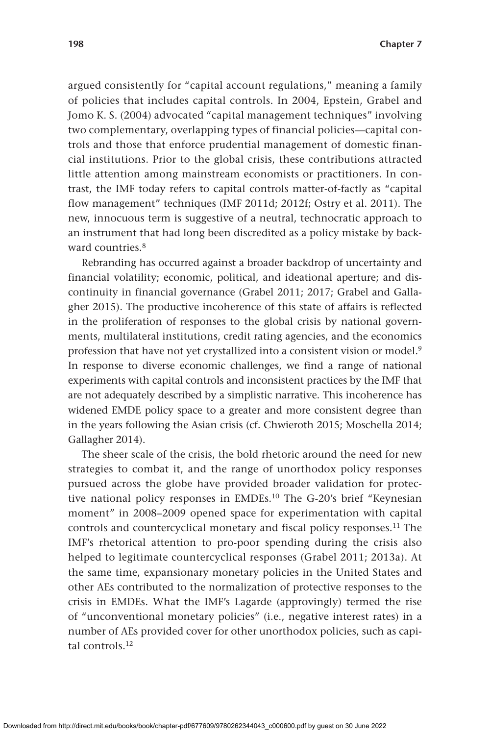argued consistently for "capital account regulations," meaning a family of policies that includes capital controls. In 2004, Epstein, Grabel and Jomo K. S. (2004) advocated "capital management techniques" involving two complementary, overlapping types of financial policies—capital controls and those that enforce prudential management of domestic financial institutions. Prior to the global crisis, these contributions attracted little attention among mainstream economists or practitioners. In contrast, the IMF today refers to capital controls matter-of-factly as "capital flow management" techniques (IMF 2011d; 2012f; Ostry et al. 2011). The new, innocuous term is suggestive of a neutral, technocratic approach to an instrument that had long been discredited as a policy mistake by backward countries.[8]

Rebranding has occurred against a broader backdrop of uncertainty and financial volatility; economic, political, and ideational aperture; and discontinuity in financial governance (Grabel 2011; 2017; Grabel and Gallagher 2015). The productive incoherence of this state of affairs is reflected in the proliferation of responses to the global crisis by national governments, multilateral institutions, credit rating agencies, and the economics profession that have not yet crystallized into a consistent vision or model.[9] In response to diverse economic challenges, we find a range of national experiments with capital controls and inconsistent practices by the IMF that are not adequately described by a simplistic narrative. This incoherence has widened EMDE policy space to a greater and more consistent degree than in the years following the Asian crisis (cf. Chwieroth 2015; Moschella 2014; Gallagher 2014).

The sheer scale of the crisis, the bold rhetoric around the need for new strategies to combat it, and the range of unorthodox policy responses pursued across the globe have provided broader validation for protective national policy responses in EMDEs.[10] The G-20's brief "Keynesian moment" in 2008–2009 opened space for experimentation with capital controls and countercyclical monetary and fiscal policy responses.[11] The IMF's rhetorical attention to pro-poor spending during the crisis also helped to legitimate countercyclical responses (Grabel 2011; 2013a). At the same time, expansionary monetary policies in the United States and other AEs contributed to the normalization of protective responses to the crisis in EMDEs. What the IMF's Lagarde (approvingly) termed the rise of "unconventional monetary policies" (i.e., negative interest rates) in a number of AEs provided cover for other unorthodox policies, such as capital controls.[12]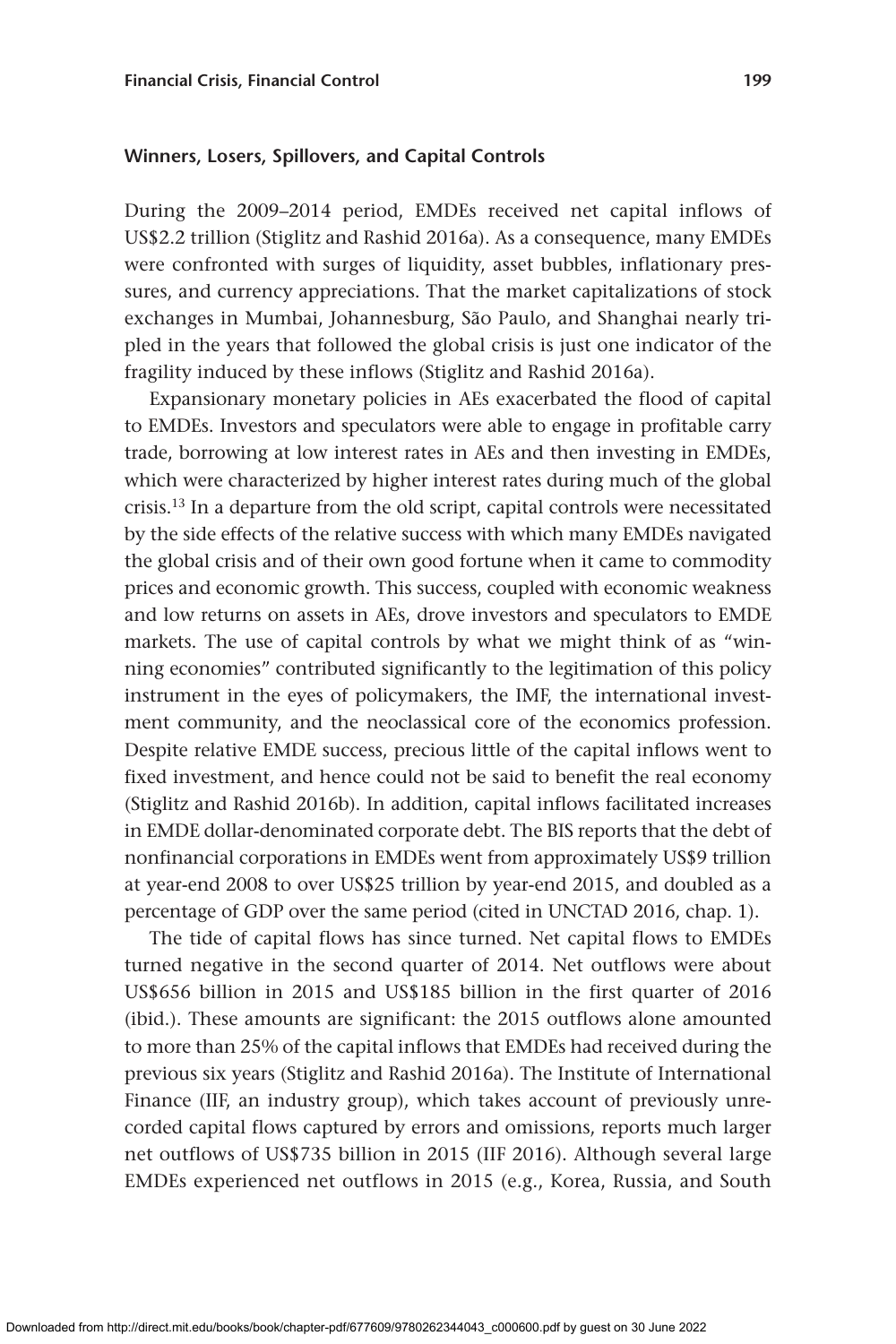### Winners, Losers, Spillovers, and Capital Controls

During the 2009–2014 period, EMDEs received net capital inflows of US$2.2 trillion (Stiglitz and Rashid 2016a). As a consequence, many EMDEs were confronted with surges of liquidity, asset bubbles, inflationary pressures, and currency appreciations. That the market capitalizations of stock exchanges in Mumbai, Johannesburg, São Paulo, and Shanghai nearly tripled in the years that followed the global crisis is just one indicator of the fragility induced by these inflows (Stiglitz and Rashid 2016a).

Expansionary monetary policies in AEs exacerbated the flood of capital to EMDEs. Investors and speculators were able to engage in profitable carry trade, borrowing at low interest rates in AEs and then investing in EMDEs, which were characterized by higher interest rates during much of the global crisis.[13] In a departure from the old script, capital controls were necessitated by the side effects of the relative success with which many EMDEs navigated the global crisis and of their own good fortune when it came to commodity prices and economic growth. This success, coupled with economic weakness and low returns on assets in AEs, drove investors and speculators to EMDE markets. The use of capital controls by what we might think of as "winning economies" contributed significantly to the legitimation of this policy instrument in the eyes of policymakers, the IMF, the international investment community, and the neoclassical core of the economics profession. Despite relative EMDE success, precious little of the capital inflows went to fixed investment, and hence could not be said to benefit the real economy (Stiglitz and Rashid 2016b). In addition, capital inflows facilitated increases in EMDE dollar-denominated corporate debt. The BIS reports that the debt of nonfinancial corporations in EMDEs went from approximately US$9 trillion at year-end 2008 to over US$25 trillion by year-end 2015, and doubled as a percentage of GDP over the same period (cited in UNCTAD 2016, chap. 1).

The tide of capital flows has since turned. Net capital flows to EMDEs turned negative in the second quarter of 2014. Net outflows were about US$656 billion in 2015 and US$185 billion in the first quarter of 2016 (ibid.). These amounts are significant: the 2015 outflows alone amounted to more than 25% of the capital inflows that EMDEs had received during the previous six years (Stiglitz and Rashid 2016a). The Institute of International Finance (IIF, an industry group), which takes account of previously unrecorded capital flows captured by errors and omissions, reports much larger net outflows of US$735 billion in 2015 (IIF 2016). Although several large EMDEs experienced net outflows in 2015 (e.g., Korea, Russia, and South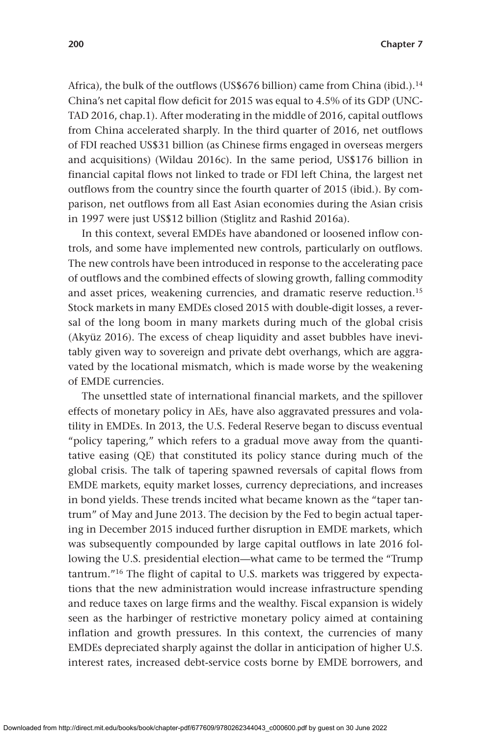Africa), the bulk of the outflows (US$676 billion) came from China (ibid.).[14] China's net capital flow deficit for 2015 was equal to 4.5% of its GDP (UNCTAD 2016, chap.1). After moderating in the middle of 2016, capital outflows from China accelerated sharply. In the third quarter of 2016, net outflows of FDI reached US$31 billion (as Chinese firms engaged in overseas mergers and acquisitions) (Wildau 2016c). In the same period, US$176 billion in financial capital flows not linked to trade or FDI left China, the largest net outflows from the country since the fourth quarter of 2015 (ibid.). By comparison, net outflows from all East Asian economies during the Asian crisis in 1997 were just US$12 billion (Stiglitz and Rashid 2016a).

In this context, several EMDEs have abandoned or loosened inflow controls, and some have implemented new controls, particularly on outflows. The new controls have been introduced in response to the accelerating pace of outflows and the combined effects of slowing growth, falling commodity and asset prices, weakening currencies, and dramatic reserve reduction.[15] Stock markets in many EMDEs closed 2015 with double-digit losses, a reversal of the long boom in many markets during much of the global crisis (Akyüz 2016). The excess of cheap liquidity and asset bubbles have inevitably given way to sovereign and private debt overhangs, which are aggravated by the locational mismatch, which is made worse by the weakening of EMDE currencies.

The unsettled state of international financial markets, and the spillover effects of monetary policy in AEs, have also aggravated pressures and volatility in EMDEs. In 2013, the U.S. Federal Reserve began to discuss eventual "policy tapering," which refers to a gradual move away from the quantitative easing (QE) that constituted its policy stance during much of the global crisis. The talk of tapering spawned reversals of capital flows from EMDE markets, equity market losses, currency depreciations, and increases in bond yields. These trends incited what became known as the "taper tantrum" of May and June 2013. The decision by the Fed to begin actual tapering in December 2015 induced further disruption in EMDE markets, which was subsequently compounded by large capital outflows in late 2016 following the U.S. presidential election—what came to be termed the "Trump tantrum."[16] The flight of capital to U.S. markets was triggered by expectations that the new administration would increase infrastructure spending and reduce taxes on large firms and the wealthy. Fiscal expansion is widely seen as the harbinger of restrictive monetary policy aimed at containing inflation and growth pressures. In this context, the currencies of many EMDEs depreciated sharply against the dollar in anticipation of higher U.S. interest rates, increased debt-service costs borne by EMDE borrowers, and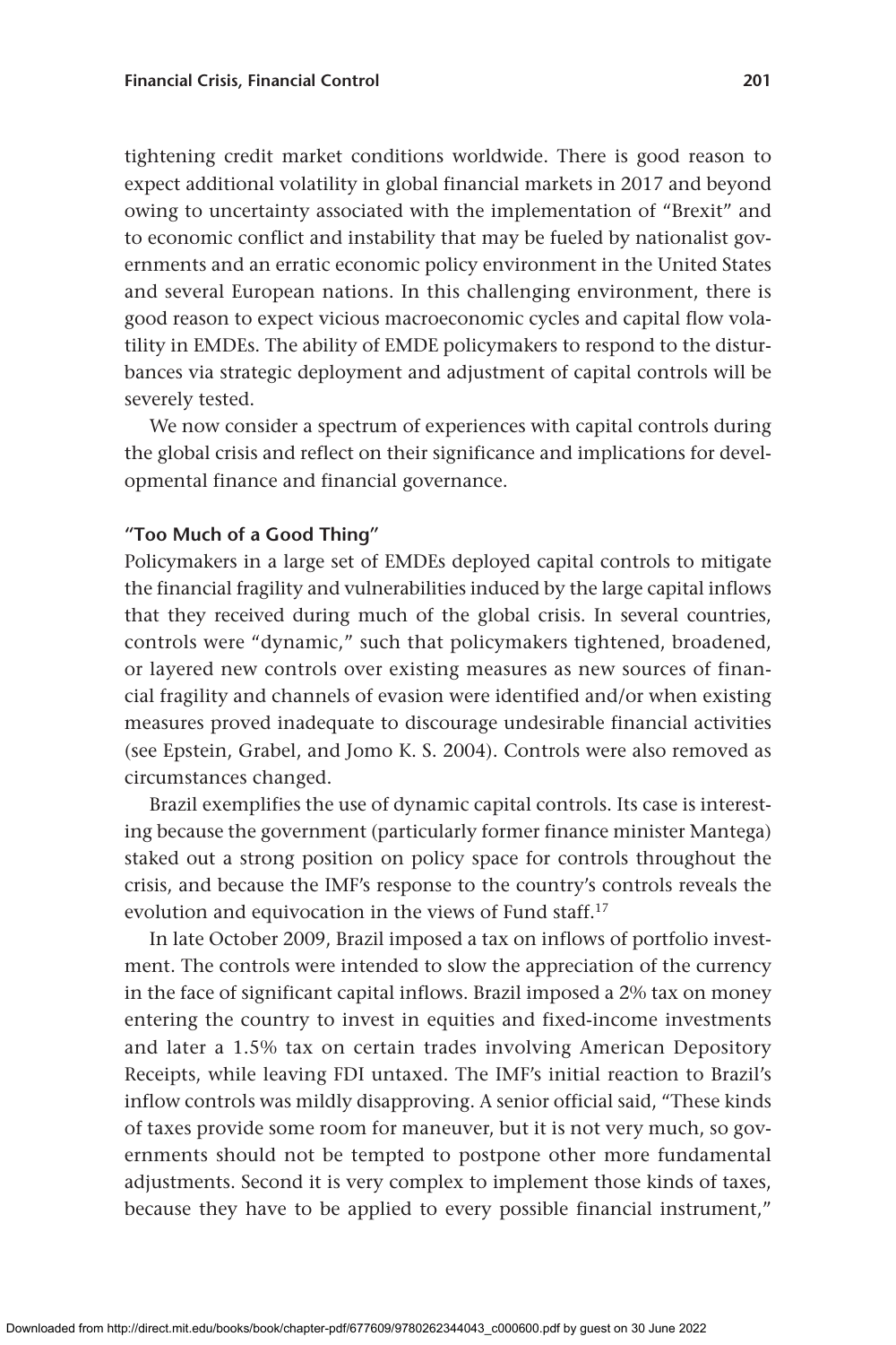tightening credit market conditions worldwide. There is good reason to expect additional volatility in global financial markets in 2017 and beyond owing to uncertainty associated with the implementation of "Brexit" and to economic conflict and instability that may be fueled by nationalist governments and an erratic economic policy environment in the United States and several European nations. In this challenging environment, there is good reason to expect vicious macroeconomic cycles and capital flow volatility in EMDEs. The ability of EMDE policymakers to respond to the disturbances via strategic deployment and adjustment of capital controls will be severely tested.

We now consider a spectrum of experiences with capital controls during the global crisis and reflect on their significance and implications for developmental finance and financial governance.

### "Too Much of a Good Thing"

Policymakers in a large set of EMDEs deployed capital controls to mitigate the financial fragility and vulnerabilities induced by the large capital inflows that they received during much of the global crisis. In several countries, controls were "dynamic," such that policymakers tightened, broadened, or layered new controls over existing measures as new sources of financial fragility and channels of evasion were identified and/or when existing measures proved inadequate to discourage undesirable financial activities (see Epstein, Grabel, and Jomo K. S. 2004). Controls were also removed as circumstances changed.

Brazil exemplifies the use of dynamic capital controls. Its case is interesting because the government (particularly former finance minister Mantega) staked out a strong position on policy space for controls throughout the crisis, and because the IMF's response to the country's controls reveals the evolution and equivocation in the views of Fund staff.[17]

In late October 2009, Brazil imposed a tax on inflows of portfolio investment. The controls were intended to slow the appreciation of the currency in the face of significant capital inflows. Brazil imposed a 2% tax on money entering the country to invest in equities and fixed-income investments and later a 1.5% tax on certain trades involving American Depository Receipts, while leaving FDI untaxed. The IMF's initial reaction to Brazil's inflow controls was mildly disapproving. A senior official said, "These kinds of taxes provide some room for maneuver, but it is not very much, so governments should not be tempted to postpone other more fundamental adjustments. Second it is very complex to implement those kinds of taxes, because they have to be applied to every possible financial instrument,"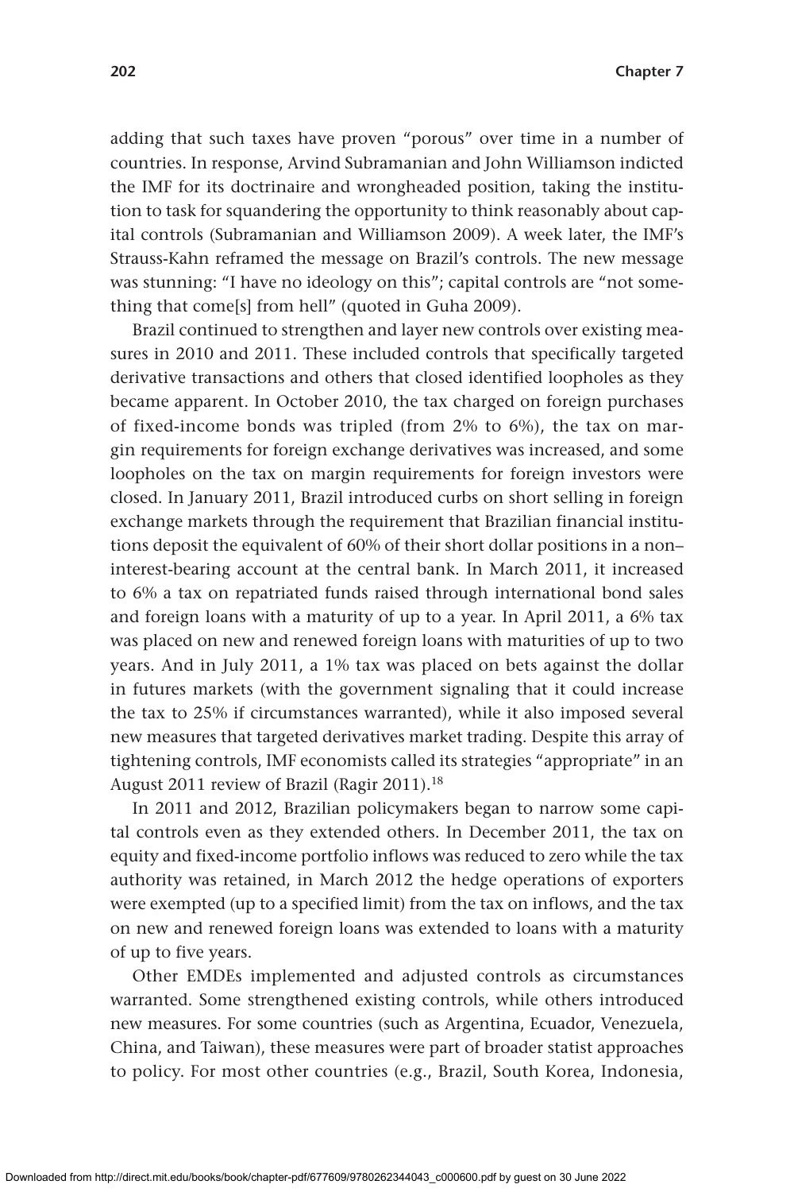adding that such taxes have proven "porous" over time in a number of countries. In response, Arvind Subramanian and John Williamson indicted the IMF for its doctrinaire and wrongheaded position, taking the institution to task for squandering the opportunity to think reasonably about capital controls (Subramanian and Williamson 2009). A week later, the IMF's Strauss-Kahn reframed the message on Brazil's controls. The new message was stunning: "I have no ideology on this"; capital controls are "not something that come[s] from hell" (quoted in Guha 2009).

Brazil continued to strengthen and layer new controls over existing measures in 2010 and 2011. These included controls that specifically targeted derivative transactions and others that closed identified loopholes as they became apparent. In October 2010, the tax charged on foreign purchases of fixed-income bonds was tripled (from 2% to 6%), the tax on margin requirements for foreign exchange derivatives was increased, and some loopholes on the tax on margin requirements for foreign investors were closed. In January 2011, Brazil introduced curbs on short selling in foreign exchange markets through the requirement that Brazilian financial institutions deposit the equivalent of 60% of their short dollar positions in a non–interest-bearing account at the central bank. In March 2011, it increased to 6% a tax on repatriated funds raised through international bond sales and foreign loans with a maturity of up to a year. In April 2011, a 6% tax was placed on new and renewed foreign loans with maturities of up to two years. And in July 2011, a 1% tax was placed on bets against the dollar in futures markets (with the government signaling that it could increase the tax to 25% if circumstances warranted), while it also imposed several new measures that targeted derivatives market trading. Despite this array of tightening controls, IMF economists called its strategies "appropriate" in an August 2011 review of Brazil (Ragir 2011).[18]

In 2011 and 2012, Brazilian policymakers began to narrow some capital controls even as they extended others. In December 2011, the tax on equity and fixed-income portfolio inflows was reduced to zero while the tax authority was retained, in March 2012 the hedge operations of exporters were exempted (up to a specified limit) from the tax on inflows, and the tax on new and renewed foreign loans was extended to loans with a maturity of up to five years.

Other EMDEs implemented and adjusted controls as circumstances warranted. Some strengthened existing controls, while others introduced new measures. For some countries (such as Argentina, Ecuador, Venezuela, China, and Taiwan), these measures were part of broader statist approaches to policy. For most other countries (e.g., Brazil, South Korea, Indonesia,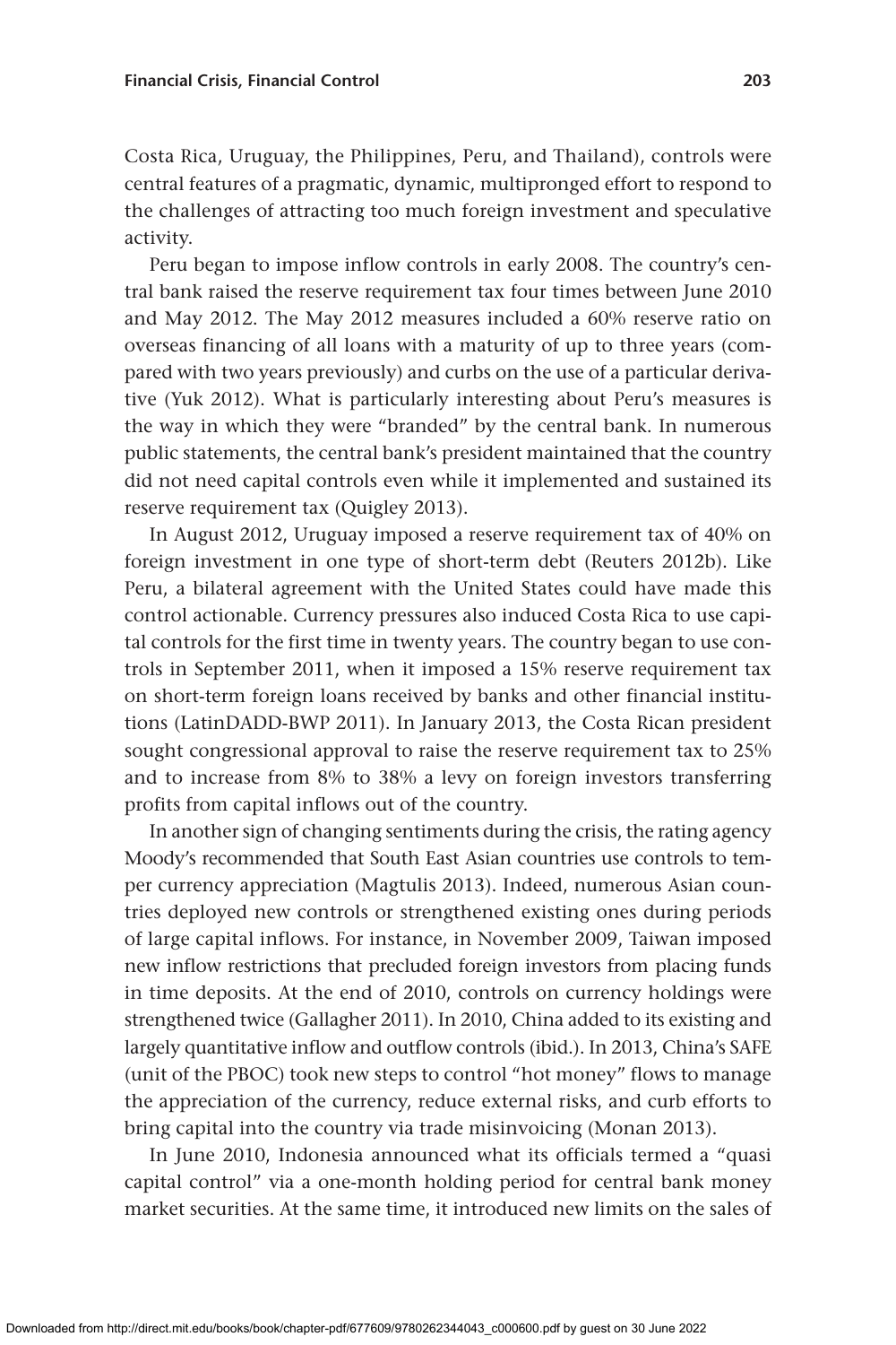Costa Rica, Uruguay, the Philippines, Peru, and Thailand), controls were central features of a pragmatic, dynamic, multipronged effort to respond to the challenges of attracting too much foreign investment and speculative activity.

Peru began to impose inflow controls in early 2008. The country's central bank raised the reserve requirement tax four times between June 2010 and May 2012. The May 2012 measures included a 60% reserve ratio on overseas financing of all loans with a maturity of up to three years (compared with two years previously) and curbs on the use of a particular derivative (Yuk 2012). What is particularly interesting about Peru's measures is the way in which they were "branded" by the central bank. In numerous public statements, the central bank's president maintained that the country did not need capital controls even while it implemented and sustained its reserve requirement tax (Quigley 2013).

In August 2012, Uruguay imposed a reserve requirement tax of 40% on foreign investment in one type of short-term debt (Reuters 2012b). Like Peru, a bilateral agreement with the United States could have made this control actionable. Currency pressures also induced Costa Rica to use capital controls for the first time in twenty years. The country began to use controls in September 2011, when it imposed a 15% reserve requirement tax on short-term foreign loans received by banks and other financial institutions (LatinDADD-BWP 2011). In January 2013, the Costa Rican president sought congressional approval to raise the reserve requirement tax to 25% and to increase from 8% to 38% a levy on foreign investors transferring profits from capital inflows out of the country.

In another sign of changing sentiments during the crisis, the rating agency Moody's recommended that South East Asian countries use controls to temper currency appreciation (Magtulis 2013). Indeed, numerous Asian countries deployed new controls or strengthened existing ones during periods of large capital inflows. For instance, in November 2009, Taiwan imposed new inflow restrictions that precluded foreign investors from placing funds in time deposits. At the end of 2010, controls on currency holdings were strengthened twice (Gallagher 2011). In 2010, China added to its existing and largely quantitative inflow and outflow controls (ibid.). In 2013, China's SAFE (unit of the PBOC) took new steps to control "hot money" flows to manage the appreciation of the currency, reduce external risks, and curb efforts to bring capital into the country via trade misinvoicing (Monan 2013).

In June 2010, Indonesia announced what its officials termed a "quasi capital control" via a one-month holding period for central bank money market securities. At the same time, it introduced new limits on the sales of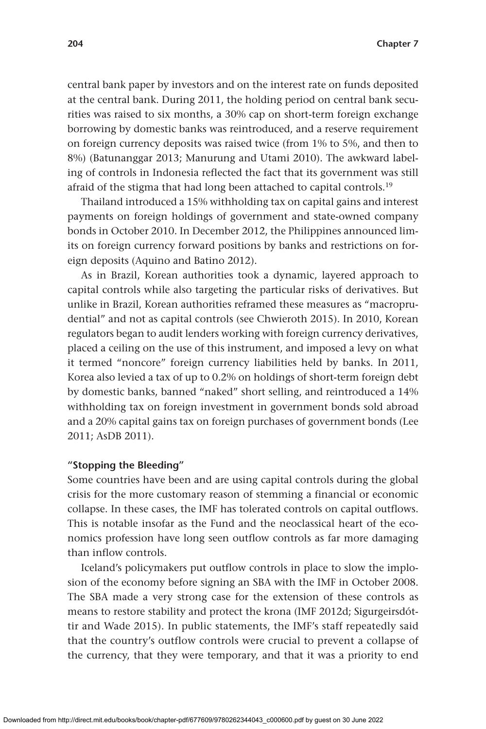central bank paper by investors and on the interest rate on funds deposited at the central bank. During 2011, the holding period on central bank securities was raised to six months, a 30% cap on short-term foreign exchange borrowing by domestic banks was reintroduced, and a reserve requirement on foreign currency deposits was raised twice (from 1% to 5%, and then to 8%) (Batunanggar 2013; Manurung and Utami 2010). The awkward labeling of controls in Indonesia reflected the fact that its government was still afraid of the stigma that had long been attached to capital controls.[19]

Thailand introduced a 15% withholding tax on capital gains and interest payments on foreign holdings of government and state-owned company bonds in October 2010. In December 2012, the Philippines announced limits on foreign currency forward positions by banks and restrictions on foreign deposits (Aquino and Batino 2012).

As in Brazil, Korean authorities took a dynamic, layered approach to capital controls while also targeting the particular risks of derivatives. But unlike in Brazil, Korean authorities reframed these measures as "macroprudential" and not as capital controls (see Chwieroth 2015). In 2010, Korean regulators began to audit lenders working with foreign currency derivatives, placed a ceiling on the use of this instrument, and imposed a levy on what it termed "noncore" foreign currency liabilities held by banks. In 2011, Korea also levied a tax of up to 0.2% on holdings of short-term foreign debt by domestic banks, banned "naked" short selling, and reintroduced a 14% withholding tax on foreign investment in government bonds sold abroad and a 20% capital gains tax on foreign purchases of government bonds (Lee 2011; AsDB 2011).

**"Stopping the Bleeding"**

Some countries have been and are using capital controls during the global crisis for the more customary reason of stemming a financial or economic collapse. In these cases, the IMF has tolerated controls on capital outflows. This is notable insofar as the Fund and the neoclassical heart of the economics profession have long seen outflow controls as far more damaging than inflow controls.

Iceland's policymakers put outflow controls in place to slow the implosion of the economy before signing an SBA with the IMF in October 2008. The SBA made a very strong case for the extension of these controls as means to restore stability and protect the krona (IMF 2012d; Sigurgeirsdóttir and Wade 2015). In public statements, the IMF's staff repeatedly said that the country's outflow controls were crucial to prevent a collapse of the currency, that they were temporary, and that it was a priority to end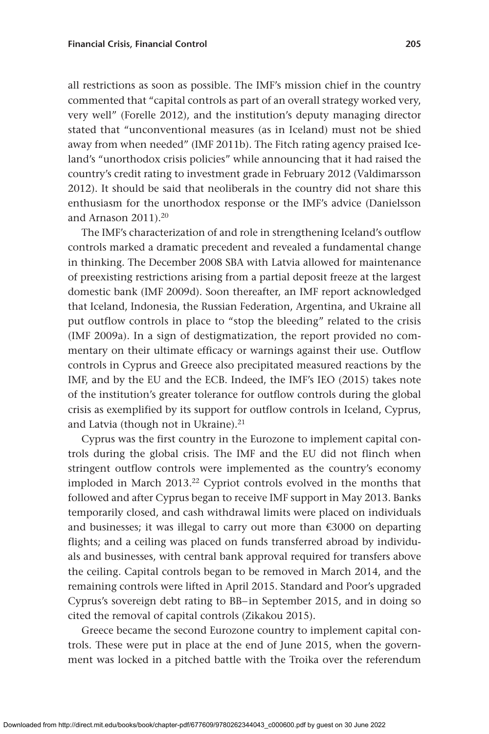all restrictions as soon as possible. The IMF's mission chief in the country commented that "capital controls as part of an overall strategy worked very, very well" (Forelle 2012), and the institution's deputy managing director stated that "unconventional measures (as in Iceland) must not be shied away from when needed" (IMF 2011b). The Fitch rating agency praised Iceland's "unorthodox crisis policies" while announcing that it had raised the country's credit rating to investment grade in February 2012 (Valdimarsson 2012). It should be said that neoliberals in the country did not share this enthusiasm for the unorthodox response or the IMF's advice (Danielsson and Arnason 2011).[20]

The IMF's characterization of and role in strengthening Iceland's outflow controls marked a dramatic precedent and revealed a fundamental change in thinking. The December 2008 SBA with Latvia allowed for maintenance of preexisting restrictions arising from a partial deposit freeze at the largest domestic bank (IMF 2009d). Soon thereafter, an IMF report acknowledged that Iceland, Indonesia, the Russian Federation, Argentina, and Ukraine all put outflow controls in place to "stop the bleeding" related to the crisis (IMF 2009a). In a sign of destigmatization, the report provided no commentary on their ultimate efficacy or warnings against their use. Outflow controls in Cyprus and Greece also precipitated measured reactions by the IMF, and by the EU and the ECB. Indeed, the IMF's IEO (2015) takes note of the institution's greater tolerance for outflow controls during the global crisis as exemplified by its support for outflow controls in Iceland, Cyprus, and Latvia (though not in Ukraine).[21]

Cyprus was the first country in the Eurozone to implement capital controls during the global crisis. The IMF and the EU did not flinch when stringent outflow controls were implemented as the country's economy imploded in March 2013.[22] Cypriot controls evolved in the months that followed and after Cyprus began to receive IMF support in May 2013. Banks temporarily closed, and cash withdrawal limits were placed on individuals and businesses; it was illegal to carry out more than €3000 on departing flights; and a ceiling was placed on funds transferred abroad by individuals and businesses, with central bank approval required for transfers above the ceiling. Capital controls began to be removed in March 2014, and the remaining controls were lifted in April 2015. Standard and Poor's upgraded Cyprus's sovereign debt rating to BB– in September 2015, and in doing so cited the removal of capital controls (Zikakou 2015).

Greece became the second Eurozone country to implement capital controls. These were put in place at the end of June 2015, when the government was locked in a pitched battle with the Troika over the referendum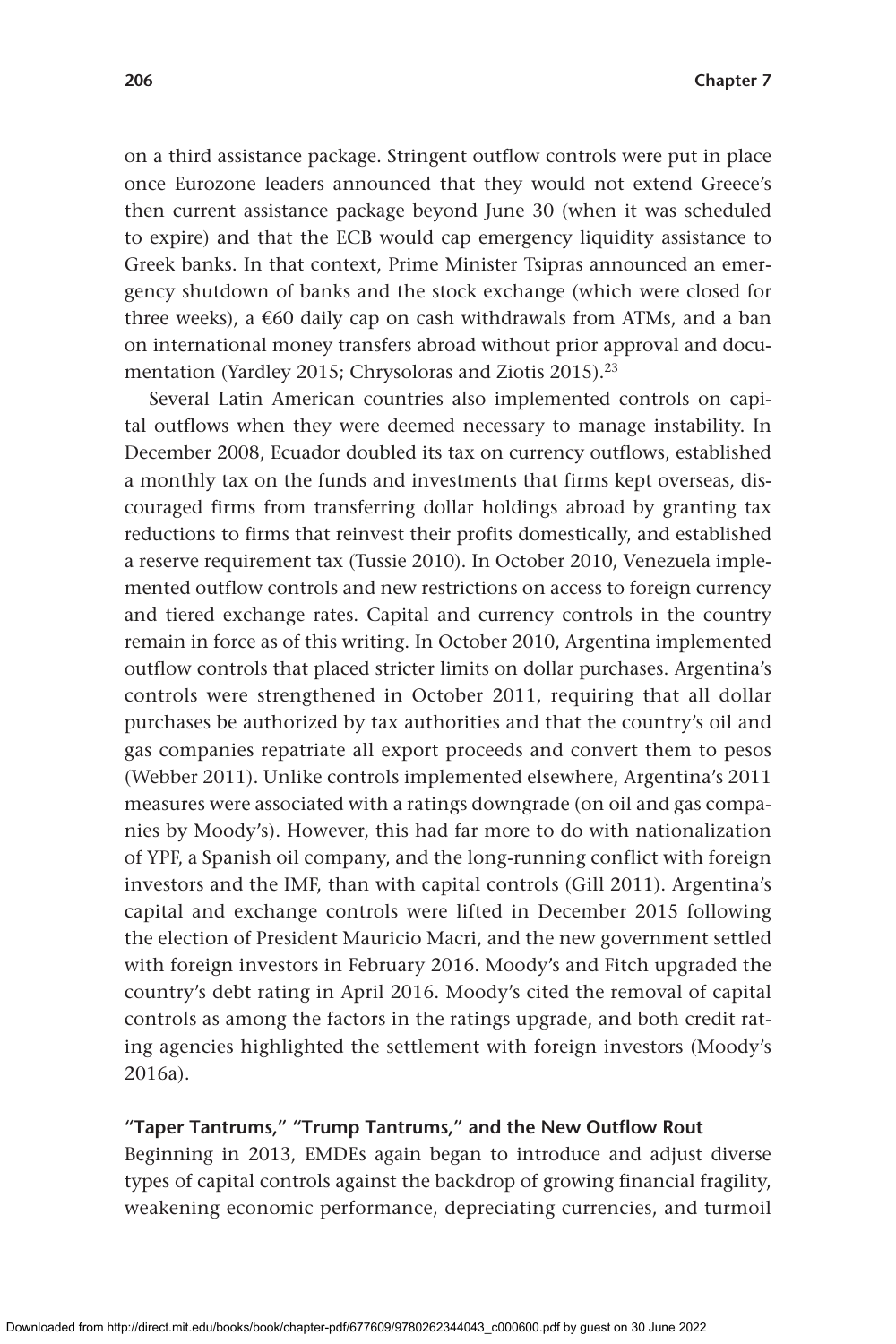on a third assistance package. Stringent outflow controls were put in place once Eurozone leaders announced that they would not extend Greece's then current assistance package beyond June 30 (when it was scheduled to expire) and that the ECB would cap emergency liquidity assistance to Greek banks. In that context, Prime Minister Tsipras announced an emergency shutdown of banks and the stock exchange (which were closed for three weeks), a €60 daily cap on cash withdrawals from ATMs, and a ban on international money transfers abroad without prior approval and documentation (Yardley 2015; Chrysoloras and Ziotis 2015).[23]

Several Latin American countries also implemented controls on capital outflows when they were deemed necessary to manage instability. In December 2008, Ecuador doubled its tax on currency outflows, established a monthly tax on the funds and investments that firms kept overseas, discouraged firms from transferring dollar holdings abroad by granting tax reductions to firms that reinvest their profits domestically, and established a reserve requirement tax (Tussie 2010). In October 2010, Venezuela implemented outflow controls and new restrictions on access to foreign currency and tiered exchange rates. Capital and currency controls in the country remain in force as of this writing. In October 2010, Argentina implemented outflow controls that placed stricter limits on dollar purchases. Argentina's controls were strengthened in October 2011, requiring that all dollar purchases be authorized by tax authorities and that the country's oil and gas companies repatriate all export proceeds and convert them to pesos (Webber 2011). Unlike controls implemented elsewhere, Argentina's 2011 measures were associated with a ratings downgrade (on oil and gas companies by Moody's). However, this had far more to do with nationalization of YPF, a Spanish oil company, and the long-running conflict with foreign investors and the IMF, than with capital controls (Gill 2011). Argentina's capital and exchange controls were lifted in December 2015 following the election of President Mauricio Macri, and the new government settled with foreign investors in February 2016. Moody's and Fitch upgraded the country's debt rating in April 2016. Moody's cited the removal of capital controls as among the factors in the ratings upgrade, and both credit rating agencies highlighted the settlement with foreign investors (Moody's 2016a).

### "Taper Tantrums," "Trump Tantrums," and the New Outflow Rout

Beginning in 2013, EMDEs again began to introduce and adjust diverse types of capital controls against the backdrop of growing financial fragility, weakening economic performance, depreciating currencies, and turmoil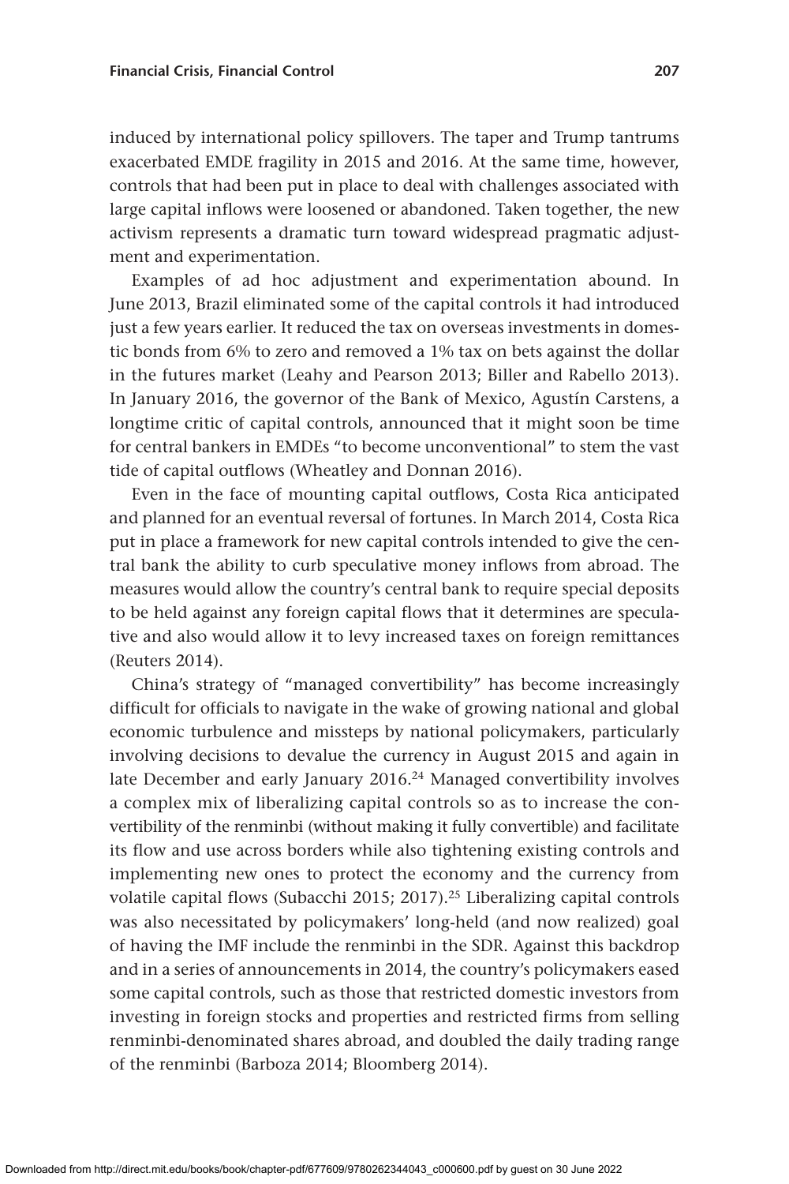induced by international policy spillovers. The taper and Trump tantrums exacerbated EMDE fragility in 2015 and 2016. At the same time, however, controls that had been put in place to deal with challenges associated with large capital inflows were loosened or abandoned. Taken together, the new activism represents a dramatic turn toward widespread pragmatic adjustment and experimentation.

Examples of ad hoc adjustment and experimentation abound. In June 2013, Brazil eliminated some of the capital controls it had introduced just a few years earlier. It reduced the tax on overseas investments in domestic bonds from 6% to zero and removed a 1% tax on bets against the dollar in the futures market (Leahy and Pearson 2013; Biller and Rabello 2013). In January 2016, the governor of the Bank of Mexico, Agustín Carstens, a longtime critic of capital controls, announced that it might soon be time for central bankers in EMDEs "to become unconventional" to stem the vast tide of capital outflows (Wheatley and Donnan 2016).

Even in the face of mounting capital outflows, Costa Rica anticipated and planned for an eventual reversal of fortunes. In March 2014, Costa Rica put in place a framework for new capital controls intended to give the central bank the ability to curb speculative money inflows from abroad. The measures would allow the country's central bank to require special deposits to be held against any foreign capital flows that it determines are speculative and also would allow it to levy increased taxes on foreign remittances (Reuters 2014).

China's strategy of "managed convertibility" has become increasingly difficult for officials to navigate in the wake of growing national and global economic turbulence and missteps by national policymakers, particularly involving decisions to devalue the currency in August 2015 and again in late December and early January 2016.[24] Managed convertibility involves a complex mix of liberalizing capital controls so as to increase the convertibility of the renminbi (without making it fully convertible) and facilitate its flow and use across borders while also tightening existing controls and implementing new ones to protect the economy and the currency from volatile capital flows (Subacchi 2015; 2017).[25] Liberalizing capital controls was also necessitated by policymakers' long-held (and now realized) goal of having the IMF include the renminbi in the SDR. Against this backdrop and in a series of announcements in 2014, the country's policymakers eased some capital controls, such as those that restricted domestic investors from investing in foreign stocks and properties and restricted firms from selling renminbi-denominated shares abroad, and doubled the daily trading range of the renminbi (Barboza 2014; Bloomberg 2014).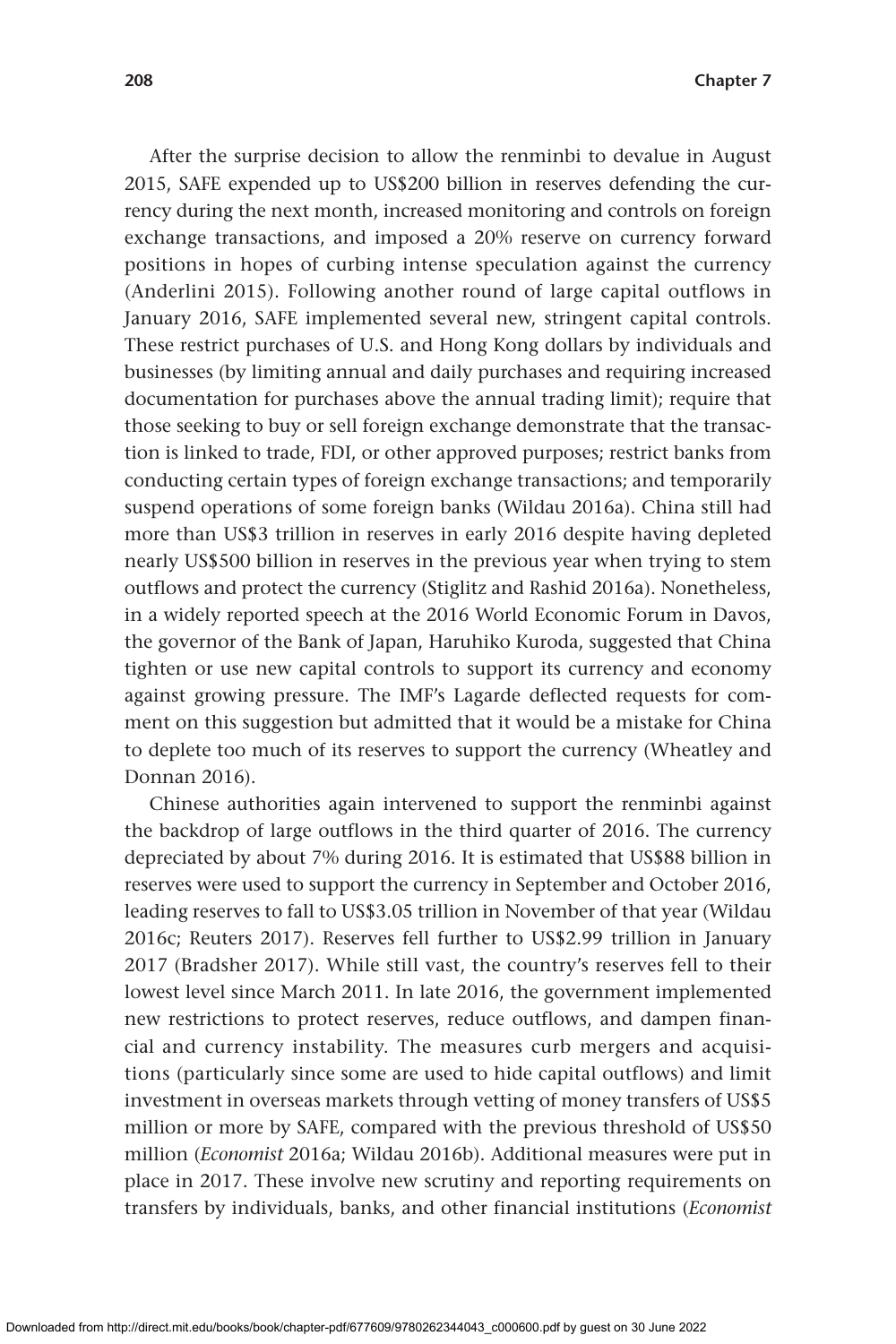After the surprise decision to allow the renminbi to devalue in August 2015, SAFE expended up to US$200 billion in reserves defending the currency during the next month, increased monitoring and controls on foreign exchange transactions, and imposed a 20% reserve on currency forward positions in hopes of curbing intense speculation against the currency (Anderlini 2015). Following another round of large capital outflows in January 2016, SAFE implemented several new, stringent capital controls. These restrict purchases of U.S. and Hong Kong dollars by individuals and businesses (by limiting annual and daily purchases and requiring increased documentation for purchases above the annual trading limit); require that those seeking to buy or sell foreign exchange demonstrate that the transaction is linked to trade, FDI, or other approved purposes; restrict banks from conducting certain types of foreign exchange transactions; and temporarily suspend operations of some foreign banks (Wildau 2016a). China still had more than US$3 trillion in reserves in early 2016 despite having depleted nearly US$500 billion in reserves in the previous year when trying to stem outflows and protect the currency (Stiglitz and Rashid 2016a). Nonetheless, in a widely reported speech at the 2016 World Economic Forum in Davos, the governor of the Bank of Japan, Haruhiko Kuroda, suggested that China tighten or use new capital controls to support its currency and economy against growing pressure. The IMF's Lagarde deflected requests for comment on this suggestion but admitted that it would be a mistake for China to deplete too much of its reserves to support the currency (Wheatley and Donnan 2016).

Chinese authorities again intervened to support the renminbi against the backdrop of large outflows in the third quarter of 2016. The currency depreciated by about 7% during 2016. It is estimated that US$88 billion in reserves were used to support the currency in September and October 2016, leading reserves to fall to US$3.05 trillion in November of that year (Wildau 2016c; Reuters 2017). Reserves fell further to US$2.99 trillion in January 2017 (Bradsher 2017). While still vast, the country's reserves fell to their lowest level since March 2011. In late 2016, the government implemented new restrictions to protect reserves, reduce outflows, and dampen financial and currency instability. The measures curb mergers and acquisitions (particularly since some are used to hide capital outflows) and limit investment in overseas markets through vetting of money transfers of US$5 million or more by SAFE, compared with the previous threshold of US$50 million (*Economist* 2016a; Wildau 2016b). Additional measures were put in place in 2017. These involve new scrutiny and reporting requirements on transfers by individuals, banks, and other financial institutions (*Economist*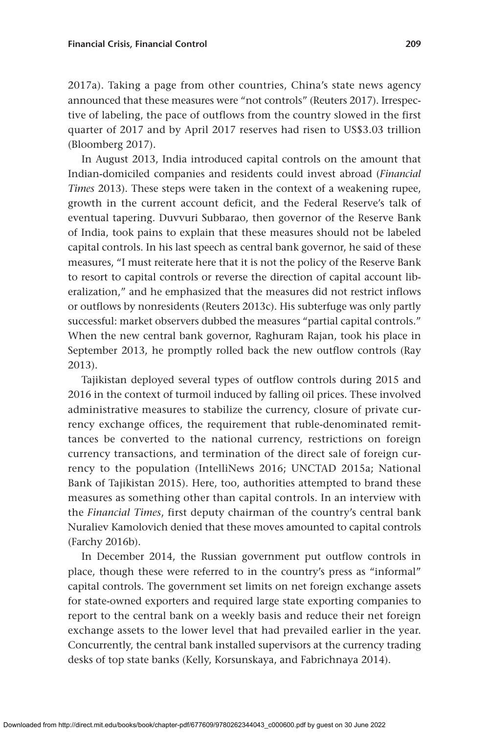2017a). Taking a page from other countries, China's state news agency announced that these measures were "not controls" (Reuters 2017). Irrespective of labeling, the pace of outflows from the country slowed in the first quarter of 2017 and by April 2017 reserves had risen to US$3.03 trillion (Bloomberg 2017).

In August 2013, India introduced capital controls on the amount that Indian-domiciled companies and residents could invest abroad (*Financial Times* 2013). These steps were taken in the context of a weakening rupee, growth in the current account deficit, and the Federal Reserve's talk of eventual tapering. Duvvuri Subbarao, then governor of the Reserve Bank of India, took pains to explain that these measures should not be labeled capital controls. In his last speech as central bank governor, he said of these measures, "I must reiterate here that it is not the policy of the Reserve Bank to resort to capital controls or reverse the direction of capital account liberalization," and he emphasized that the measures did not restrict inflows or outflows by nonresidents (Reuters 2013c). His subterfuge was only partly successful: market observers dubbed the measures "partial capital controls." When the new central bank governor, Raghuram Rajan, took his place in September 2013, he promptly rolled back the new outflow controls (Ray 2013).

Tajikistan deployed several types of outflow controls during 2015 and 2016 in the context of turmoil induced by falling oil prices. These involved administrative measures to stabilize the currency, closure of private currency exchange offices, the requirement that ruble-denominated remittances be converted to the national currency, restrictions on foreign currency transactions, and termination of the direct sale of foreign currency to the population (IntelliNews 2016; UNCTAD 2015a; National Bank of Tajikistan 2015). Here, too, authorities attempted to brand these measures as something other than capital controls. In an interview with the *Financial Times*, first deputy chairman of the country's central bank Nuraliev Kamolovich denied that these moves amounted to capital controls (Farchy 2016b).

In December 2014, the Russian government put outflow controls in place, though these were referred to in the country's press as "informal" capital controls. The government set limits on net foreign exchange assets for state-owned exporters and required large state exporting companies to report to the central bank on a weekly basis and reduce their net foreign exchange assets to the lower level that had prevailed earlier in the year. Concurrently, the central bank installed supervisors at the currency trading desks of top state banks (Kelly, Korsunskaya, and Fabrichnaya 2014).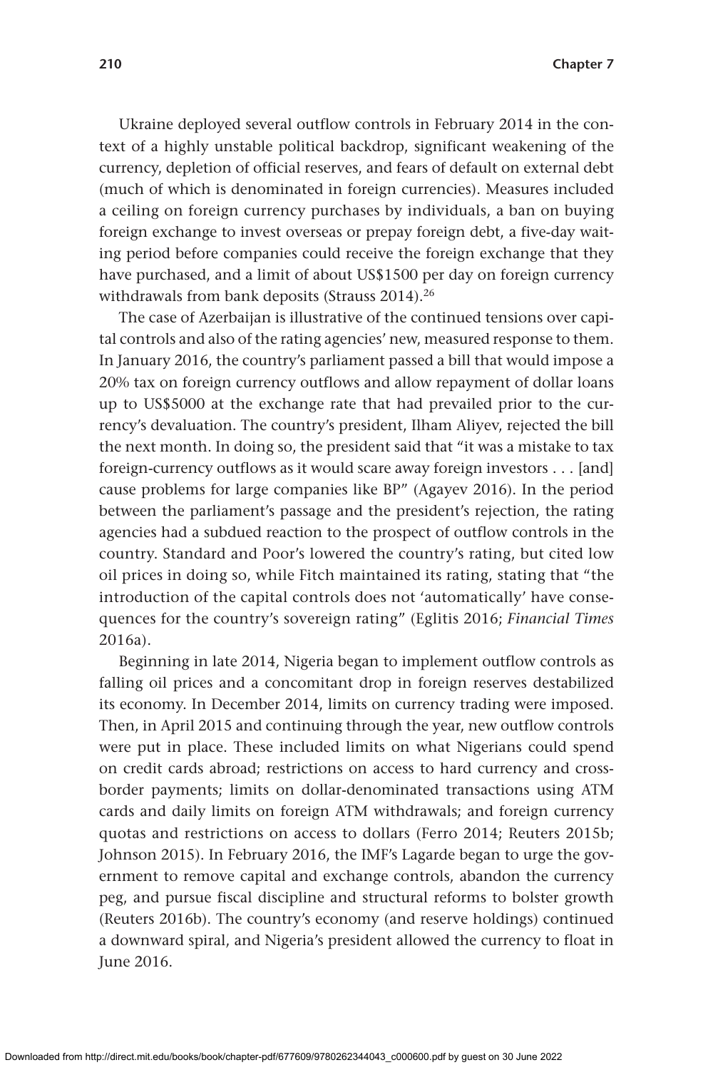Ukraine deployed several outflow controls in February 2014 in the context of a highly unstable political backdrop, significant weakening of the currency, depletion of official reserves, and fears of default on external debt (much of which is denominated in foreign currencies). Measures included a ceiling on foreign currency purchases by individuals, a ban on buying foreign exchange to invest overseas or prepay foreign debt, a five-day waiting period before companies could receive the foreign exchange that they have purchased, and a limit of about US$1500 per day on foreign currency withdrawals from bank deposits (Strauss 2014).[26]

The case of Azerbaijan is illustrative of the continued tensions over capital controls and also of the rating agencies' new, measured response to them. In January 2016, the country's parliament passed a bill that would impose a 20% tax on foreign currency outflows and allow repayment of dollar loans up to US$5000 at the exchange rate that had prevailed prior to the currency's devaluation. The country's president, Ilham Aliyev, rejected the bill the next month. In doing so, the president said that "it was a mistake to tax foreign-currency outflows as it would scare away foreign investors . . . [and] cause problems for large companies like BP" (Agayev 2016). In the period between the parliament's passage and the president's rejection, the rating agencies had a subdued reaction to the prospect of outflow controls in the country. Standard and Poor's lowered the country's rating, but cited low oil prices in doing so, while Fitch maintained its rating, stating that "the introduction of the capital controls does not 'automatically' have consequences for the country's sovereign rating" (Eglitis 2016; *Financial Times* 2016a).

Beginning in late 2014, Nigeria began to implement outflow controls as falling oil prices and a concomitant drop in foreign reserves destabilized its economy. In December 2014, limits on currency trading were imposed. Then, in April 2015 and continuing through the year, new outflow controls were put in place. These included limits on what Nigerians could spend on credit cards abroad; restrictions on access to hard currency and cross-border payments; limits on dollar-denominated transactions using ATM cards and daily limits on foreign ATM withdrawals; and foreign currency quotas and restrictions on access to dollars (Ferro 2014; Reuters 2015b; Johnson 2015). In February 2016, the IMF's Lagarde began to urge the government to remove capital and exchange controls, abandon the currency peg, and pursue fiscal discipline and structural reforms to bolster growth (Reuters 2016b). The country's economy (and reserve holdings) continued a downward spiral, and Nigeria's president allowed the currency to float in June 2016.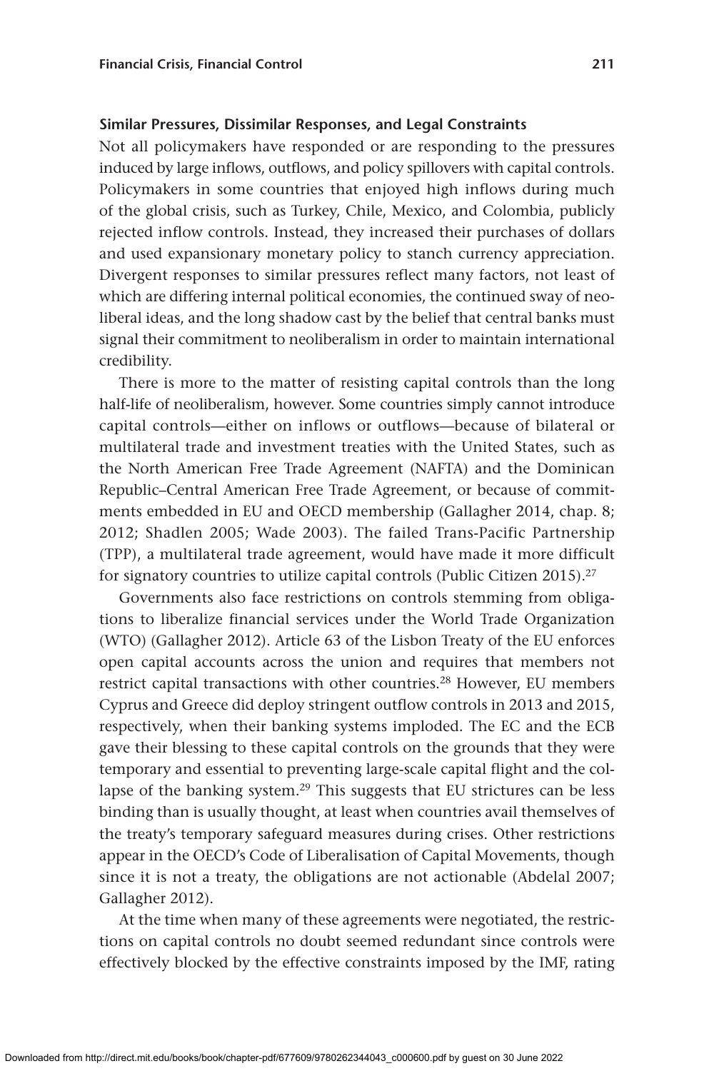### Similar Pressures, Dissimilar Responses, and Legal Constraints

Not all policymakers have responded or are responding to the pressures induced by large inflows, outflows, and policy spillovers with capital controls. Policymakers in some countries that enjoyed high inflows during much of the global crisis, such as Turkey, Chile, Mexico, and Colombia, publicly rejected inflow controls. Instead, they increased their purchases of dollars and used expansionary monetary policy to stanch currency appreciation. Divergent responses to similar pressures reflect many factors, not least of which are differing internal political economies, the continued sway of neoliberal ideas, and the long shadow cast by the belief that central banks must signal their commitment to neoliberalism in order to maintain international credibility.

There is more to the matter of resisting capital controls than the long half-life of neoliberalism, however. Some countries simply cannot introduce capital controls—either on inflows or outflows—because of bilateral or multilateral trade and investment treaties with the United States, such as the North American Free Trade Agreement (NAFTA) and the Dominican Republic–Central American Free Trade Agreement, or because of commitments embedded in EU and OECD membership (Gallagher 2014, chap. 8; 2012; Shadlen 2005; Wade 2003). The failed Trans-Pacific Partnership (TPP), a multilateral trade agreement, would have made it more difficult for signatory countries to utilize capital controls (Public Citizen 2015).[27]

Governments also face restrictions on controls stemming from obligations to liberalize financial services under the World Trade Organization (WTO) (Gallagher 2012). Article 63 of the Lisbon Treaty of the EU enforces open capital accounts across the union and requires that members not restrict capital transactions with other countries.[28] However, EU members Cyprus and Greece did deploy stringent outflow controls in 2013 and 2015, respectively, when their banking systems imploded. The EC and the ECB gave their blessing to these capital controls on the grounds that they were temporary and essential to preventing large-scale capital flight and the collapse of the banking system.[29] This suggests that EU strictures can be less binding than is usually thought, at least when countries avail themselves of the treaty's temporary safeguard measures during crises. Other restrictions appear in the OECD's Code of Liberalisation of Capital Movements, though since it is not a treaty, the obligations are not actionable (Abdelal 2007; Gallagher 2012).

At the time when many of these agreements were negotiated, the restrictions on capital controls no doubt seemed redundant since controls were effectively blocked by the effective constraints imposed by the IMF, rating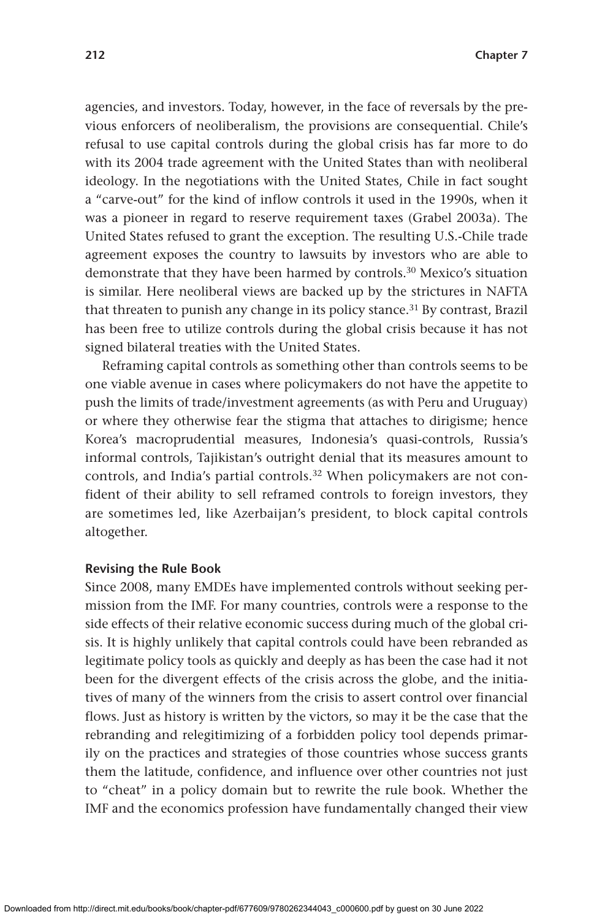agencies, and investors. Today, however, in the face of reversals by the previous enforcers of neoliberalism, the provisions are consequential. Chile's refusal to use capital controls during the global crisis has far more to do with its 2004 trade agreement with the United States than with neoliberal ideology. In the negotiations with the United States, Chile in fact sought a "carve-out" for the kind of inflow controls it used in the 1990s, when it was a pioneer in regard to reserve requirement taxes (Grabel 2003a). The United States refused to grant the exception. The resulting U.S.-Chile trade agreement exposes the country to lawsuits by investors who are able to demonstrate that they have been harmed by controls.[30] Mexico's situation is similar. Here neoliberal views are backed up by the strictures in NAFTA that threaten to punish any change in its policy stance.[31] By contrast, Brazil has been free to utilize controls during the global crisis because it has not signed bilateral treaties with the United States.

Reframing capital controls as something other than controls seems to be one viable avenue in cases where policymakers do not have the appetite to push the limits of trade/investment agreements (as with Peru and Uruguay) or where they otherwise fear the stigma that attaches to dirigisme; hence Korea's macroprudential measures, Indonesia's quasi-controls, Russia's informal controls, Tajikistan's outright denial that its measures amount to controls, and India's partial controls.[32] When policymakers are not confident of their ability to sell reframed controls to foreign investors, they are sometimes led, like Azerbaijan's president, to block capital controls altogether.

### Revising the Rule Book

Since 2008, many EMDEs have implemented controls without seeking permission from the IMF. For many countries, controls were a response to the side effects of their relative economic success during much of the global crisis. It is highly unlikely that capital controls could have been rebranded as legitimate policy tools as quickly and deeply as has been the case had it not been for the divergent effects of the crisis across the globe, and the initiatives of many of the winners from the crisis to assert control over financial flows. Just as history is written by the victors, so may it be the case that the rebranding and relegitimizing of a forbidden policy tool depends primarily on the practices and strategies of those countries whose success grants them the latitude, confidence, and influence over other countries not just to "cheat" in a policy domain but to rewrite the rule book. Whether the IMF and the economics profession have fundamentally changed their view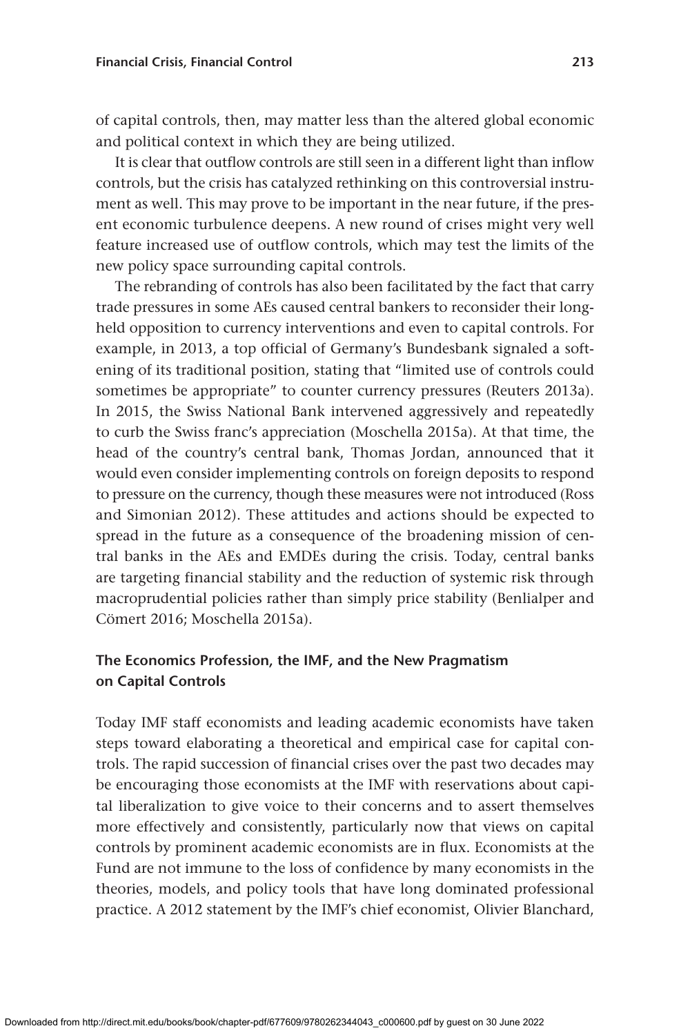of capital controls, then, may matter less than the altered global economic and political context in which they are being utilized.

It is clear that outflow controls are still seen in a different light than inflow controls, but the crisis has catalyzed rethinking on this controversial instrument as well. This may prove to be important in the near future, if the present economic turbulence deepens. A new round of crises might very well feature increased use of outflow controls, which may test the limits of the new policy space surrounding capital controls.

The rebranding of controls has also been facilitated by the fact that carry trade pressures in some AEs caused central bankers to reconsider their long-held opposition to currency interventions and even to capital controls. For example, in 2013, a top official of Germany's Bundesbank signaled a softening of its traditional position, stating that "limited use of controls could sometimes be appropriate" to counter currency pressures (Reuters 2013a). In 2015, the Swiss National Bank intervened aggressively and repeatedly to curb the Swiss franc's appreciation (Moschella 2015a). At that time, the head of the country's central bank, Thomas Jordan, announced that it would even consider implementing controls on foreign deposits to respond to pressure on the currency, though these measures were not introduced (Ross and Simonian 2012). These attitudes and actions should be expected to spread in the future as a consequence of the broadening mission of central banks in the AEs and EMDEs during the crisis. Today, central banks are targeting financial stability and the reduction of systemic risk through macroprudential policies rather than simply price stability (Benlialper and Cömert 2016; Moschella 2015a).

### The Economics Profession, the IMF, and the New Pragmatism on Capital Controls

Today IMF staff economists and leading academic economists have taken steps toward elaborating a theoretical and empirical case for capital controls. The rapid succession of financial crises over the past two decades may be encouraging those economists at the IMF with reservations about capital liberalization to give voice to their concerns and to assert themselves more effectively and consistently, particularly now that views on capital controls by prominent academic economists are in flux. Economists at the Fund are not immune to the loss of confidence by many economists in the theories, models, and policy tools that have long dominated professional practice. A 2012 statement by the IMF's chief economist, Olivier Blanchard,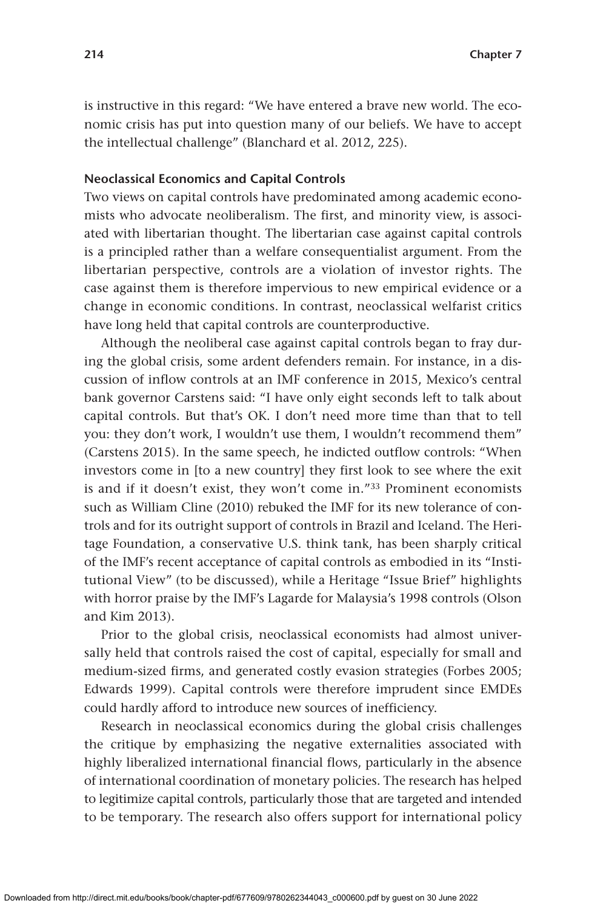is instructive in this regard: "We have entered a brave new world. The economic crisis has put into question many of our beliefs. We have to accept the intellectual challenge" (Blanchard et al. 2012, 225).

### Neoclassical Economics and Capital Controls

Two views on capital controls have predominated among academic economists who advocate neoliberalism. The first, and minority view, is associated with libertarian thought. The libertarian case against capital controls is a principled rather than a welfare consequentialist argument. From the libertarian perspective, controls are a violation of investor rights. The case against them is therefore impervious to new empirical evidence or a change in economic conditions. In contrast, neoclassical welfarist critics have long held that capital controls are counterproductive.

Although the neoliberal case against capital controls began to fray during the global crisis, some ardent defenders remain. For instance, in a discussion of inflow controls at an IMF conference in 2015, Mexico's central bank governor Carstens said: "I have only eight seconds left to talk about capital controls. But that's OK. I don't need more time than that to tell you: they don't work, I wouldn't use them, I wouldn't recommend them" (Carstens 2015). In the same speech, he indicted outflow controls: "When investors come in [to a new country] they first look to see where the exit is and if it doesn't exist, they won't come in."[33] Prominent economists such as William Cline (2010) rebuked the IMF for its new tolerance of controls and for its outright support of controls in Brazil and Iceland. The Heritage Foundation, a conservative U.S. think tank, has been sharply critical of the IMF's recent acceptance of capital controls as embodied in its "Institutional View" (to be discussed), while a Heritage "Issue Brief" highlights with horror praise by the IMF's Lagarde for Malaysia's 1998 controls (Olson and Kim 2013).

Prior to the global crisis, neoclassical economists had almost universally held that controls raised the cost of capital, especially for small and medium-sized firms, and generated costly evasion strategies (Forbes 2005; Edwards 1999). Capital controls were therefore imprudent since EMDEs could hardly afford to introduce new sources of inefficiency.

Research in neoclassical economics during the global crisis challenges the critique by emphasizing the negative externalities associated with highly liberalized international financial flows, particularly in the absence of international coordination of monetary policies. The research has helped to legitimize capital controls, particularly those that are targeted and intended to be temporary. The research also offers support for international policy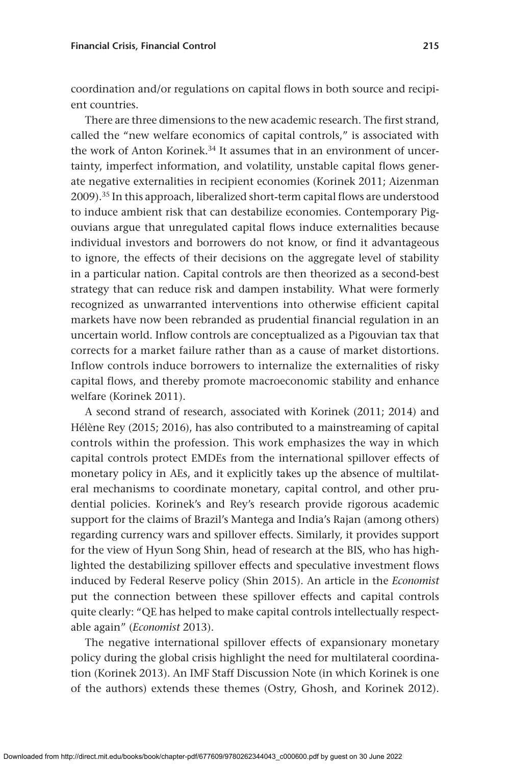coordination and/or regulations on capital flows in both source and recipient countries.

There are three dimensions to the new academic research. The first strand, called the "new welfare economics of capital controls," is associated with the work of Anton Korinek.[34] It assumes that in an environment of uncertainty, imperfect information, and volatility, unstable capital flows generate negative externalities in recipient economies (Korinek 2011; Aizenman 2009).[35] In this approach, liberalized short-term capital flows are understood to induce ambient risk that can destabilize economies. Contemporary Pigouvians argue that unregulated capital flows induce externalities because individual investors and borrowers do not know, or find it advantageous to ignore, the effects of their decisions on the aggregate level of stability in a particular nation. Capital controls are then theorized as a second-best strategy that can reduce risk and dampen instability. What were formerly recognized as unwarranted interventions into otherwise efficient capital markets have now been rebranded as prudential financial regulation in an uncertain world. Inflow controls are conceptualized as a Pigouvian tax that corrects for a market failure rather than as a cause of market distortions. Inflow controls induce borrowers to internalize the externalities of risky capital flows, and thereby promote macroeconomic stability and enhance welfare (Korinek 2011).

A second strand of research, associated with Korinek (2011; 2014) and Hélène Rey (2015; 2016), has also contributed to a mainstreaming of capital controls within the profession. This work emphasizes the way in which capital controls protect EMDEs from the international spillover effects of monetary policy in AEs, and it explicitly takes up the absence of multilateral mechanisms to coordinate monetary, capital control, and other prudential policies. Korinek's and Rey's research provide rigorous academic support for the claims of Brazil's Mantega and India's Rajan (among others) regarding currency wars and spillover effects. Similarly, it provides support for the view of Hyun Song Shin, head of research at the BIS, who has highlighted the destabilizing spillover effects and speculative investment flows induced by Federal Reserve policy (Shin 2015). An article in the *Economist* put the connection between these spillover effects and capital controls quite clearly: "QE has helped to make capital controls intellectually respectable again" (*Economist* 2013).

The negative international spillover effects of expansionary monetary policy during the global crisis highlight the need for multilateral coordination (Korinek 2013). An IMF Staff Discussion Note (in which Korinek is one of the authors) extends these themes (Ostry, Ghosh, and Korinek 2012).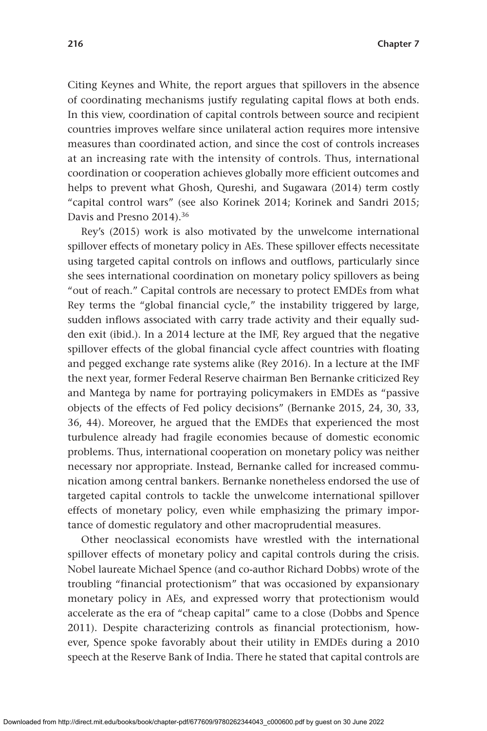Citing Keynes and White, the report argues that spillovers in the absence of coordinating mechanisms justify regulating capital flows at both ends. In this view, coordination of capital controls between source and recipient countries improves welfare since unilateral action requires more intensive measures than coordinated action, and since the cost of controls increases at an increasing rate with the intensity of controls. Thus, international coordination or cooperation achieves globally more efficient outcomes and helps to prevent what Ghosh, Qureshi, and Sugawara (2014) term costly "capital control wars" (see also Korinek 2014; Korinek and Sandri 2015; Davis and Presno 2014).[36]

Rey's (2015) work is also motivated by the unwelcome international spillover effects of monetary policy in AEs. These spillover effects necessitate using targeted capital controls on inflows and outflows, particularly since she sees international coordination on monetary policy spillovers as being "out of reach." Capital controls are necessary to protect EMDEs from what Rey terms the "global financial cycle," the instability triggered by large, sudden inflows associated with carry trade activity and their equally sudden exit (ibid.). In a 2014 lecture at the IMF, Rey argued that the negative spillover effects of the global financial cycle affect countries with floating and pegged exchange rate systems alike (Rey 2016). In a lecture at the IMF the next year, former Federal Reserve chairman Ben Bernanke criticized Rey and Mantega by name for portraying policymakers in EMDEs as "passive objects of the effects of Fed policy decisions" (Bernanke 2015, 24, 30, 33, 36, 44). Moreover, he argued that the EMDEs that experienced the most turbulence already had fragile economies because of domestic economic problems. Thus, international cooperation on monetary policy was neither necessary nor appropriate. Instead, Bernanke called for increased communication among central bankers. Bernanke nonetheless endorsed the use of targeted capital controls to tackle the unwelcome international spillover effects of monetary policy, even while emphasizing the primary importance of domestic regulatory and other macroprudential measures.

Other neoclassical economists have wrestled with the international spillover effects of monetary policy and capital controls during the crisis. Nobel laureate Michael Spence (and co-author Richard Dobbs) wrote of the troubling "financial protectionism" that was occasioned by expansionary monetary policy in AEs, and expressed worry that protectionism would accelerate as the era of "cheap capital" came to a close (Dobbs and Spence 2011). Despite characterizing controls as financial protectionism, however, Spence spoke favorably about their utility in EMDEs during a 2010 speech at the Reserve Bank of India. There he stated that capital controls are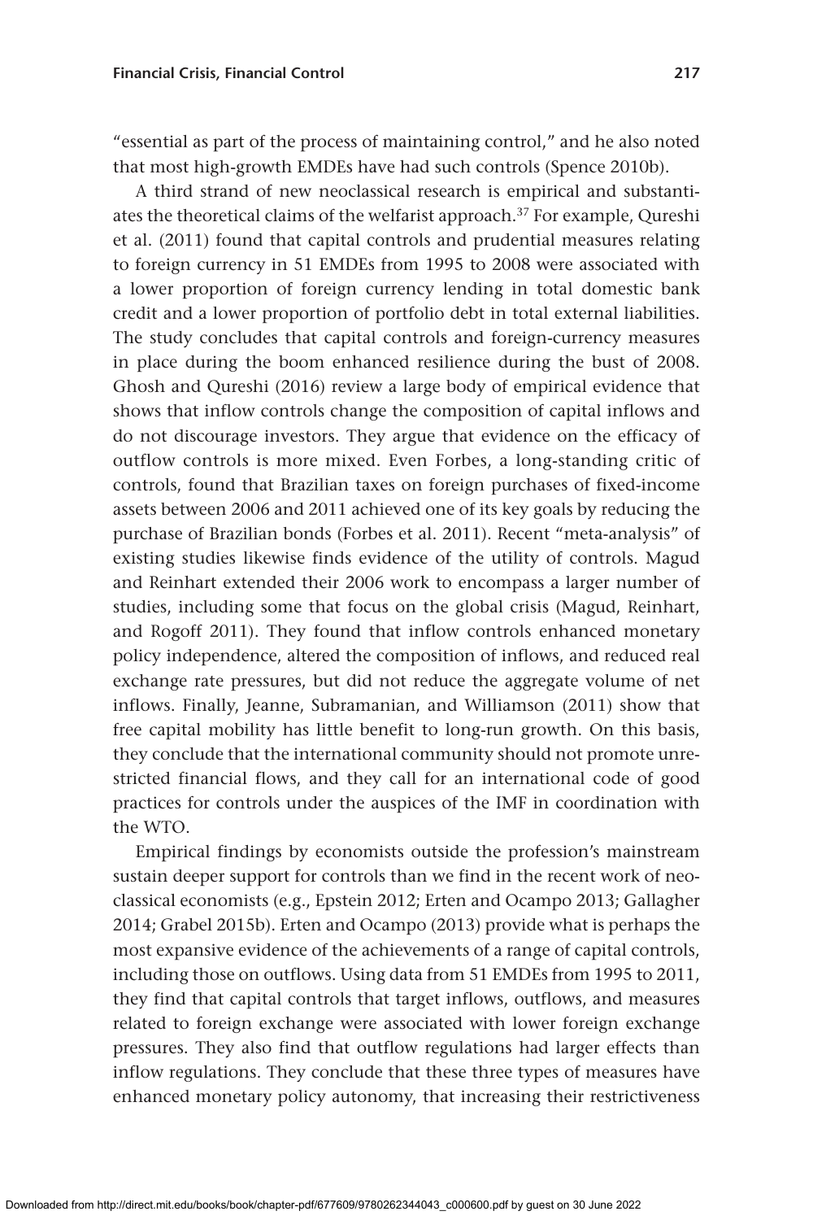"essential as part of the process of maintaining control," and he also noted that most high-growth EMDEs have had such controls (Spence 2010b).

A third strand of new neoclassical research is empirical and substantiates the theoretical claims of the welfarist approach.[37] For example, Qureshi et al. (2011) found that capital controls and prudential measures relating to foreign currency in 51 EMDEs from 1995 to 2008 were associated with a lower proportion of foreign currency lending in total domestic bank credit and a lower proportion of portfolio debt in total external liabilities. The study concludes that capital controls and foreign-currency measures in place during the boom enhanced resilience during the bust of 2008. Ghosh and Qureshi (2016) review a large body of empirical evidence that shows that inflow controls change the composition of capital inflows and do not discourage investors. They argue that evidence on the efficacy of outflow controls is more mixed. Even Forbes, a long-standing critic of controls, found that Brazilian taxes on foreign purchases of fixed-income assets between 2006 and 2011 achieved one of its key goals by reducing the purchase of Brazilian bonds (Forbes et al. 2011). Recent "meta-analysis" of existing studies likewise finds evidence of the utility of controls. Magud and Reinhart extended their 2006 work to encompass a larger number of studies, including some that focus on the global crisis (Magud, Reinhart, and Rogoff 2011). They found that inflow controls enhanced monetary policy independence, altered the composition of inflows, and reduced real exchange rate pressures, but did not reduce the aggregate volume of net inflows. Finally, Jeanne, Subramanian, and Williamson (2011) show that free capital mobility has little benefit to long-run growth. On this basis, they conclude that the international community should not promote unrestricted financial flows, and they call for an international code of good practices for controls under the auspices of the IMF in coordination with the WTO.

Empirical findings by economists outside the profession's mainstream sustain deeper support for controls than we find in the recent work of neoclassical economists (e.g., Epstein 2012; Erten and Ocampo 2013; Gallagher 2014; Grabel 2015b). Erten and Ocampo (2013) provide what is perhaps the most expansive evidence of the achievements of a range of capital controls, including those on outflows. Using data from 51 EMDEs from 1995 to 2011, they find that capital controls that target inflows, outflows, and measures related to foreign exchange were associated with lower foreign exchange pressures. They also find that outflow regulations had larger effects than inflow regulations. They conclude that these three types of measures have enhanced monetary policy autonomy, that increasing their restrictiveness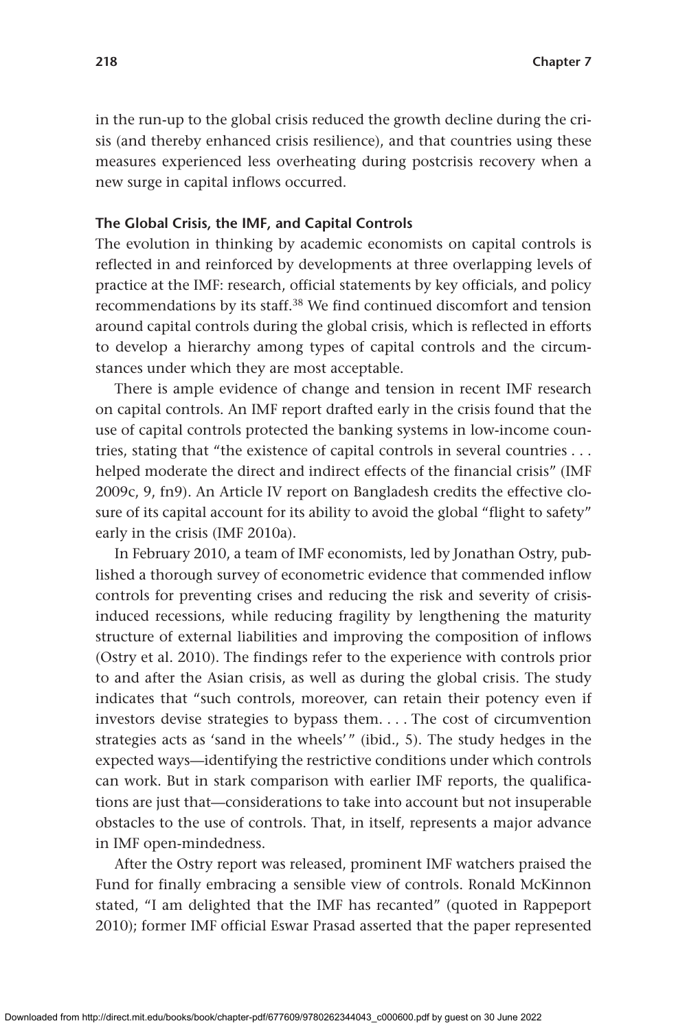in the run-up to the global crisis reduced the growth decline during the crisis (and thereby enhanced crisis resilience), and that countries using these measures experienced less overheating during postcrisis recovery when a new surge in capital inflows occurred.

### The Global Crisis, the IMF, and Capital Controls

The evolution in thinking by academic economists on capital controls is reflected in and reinforced by developments at three overlapping levels of practice at the IMF: research, official statements by key officials, and policy recommendations by its staff.[38] We find continued discomfort and tension around capital controls during the global crisis, which is reflected in efforts to develop a hierarchy among types of capital controls and the circumstances under which they are most acceptable.

There is ample evidence of change and tension in recent IMF research on capital controls. An IMF report drafted early in the crisis found that the use of capital controls protected the banking systems in low-income countries, stating that "the existence of capital controls in several countries . . . helped moderate the direct and indirect effects of the financial crisis" (IMF 2009c, 9, fn9). An Article IV report on Bangladesh credits the effective closure of its capital account for its ability to avoid the global "flight to safety" early in the crisis (IMF 2010a).

In February 2010, a team of IMF economists, led by Jonathan Ostry, published a thorough survey of econometric evidence that commended inflow controls for preventing crises and reducing the risk and severity of crisis-induced recessions, while reducing fragility by lengthening the maturity structure of external liabilities and improving the composition of inflows (Ostry et al. 2010). The findings refer to the experience with controls prior to and after the Asian crisis, as well as during the global crisis. The study indicates that "such controls, moreover, can retain their potency even if investors devise strategies to bypass them. . . . The cost of circumvention strategies acts as 'sand in the wheels'" (ibid., 5). The study hedges in the expected ways—identifying the restrictive conditions under which controls can work. But in stark comparison with earlier IMF reports, the qualifications are just that—considerations to take into account but not insuperable obstacles to the use of controls. That, in itself, represents a major advance in IMF open-mindedness.

After the Ostry report was released, prominent IMF watchers praised the Fund for finally embracing a sensible view of controls. Ronald McKinnon stated, "I am delighted that the IMF has recanted" (quoted in Rappeport 2010); former IMF official Eswar Prasad asserted that the paper represented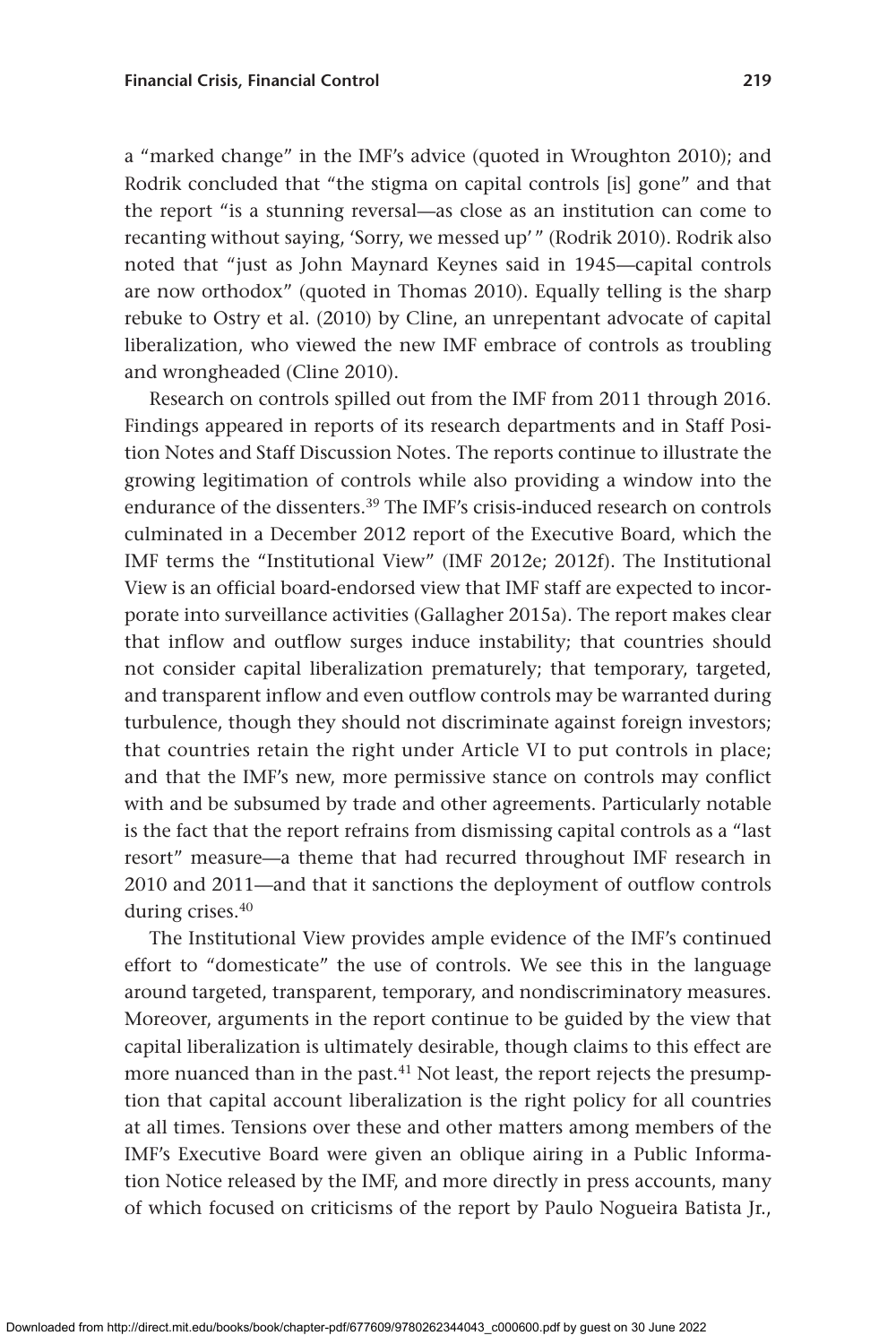a "marked change" in the IMF's advice (quoted in Wroughton 2010); and Rodrik concluded that "the stigma on capital controls [is] gone" and that the report "is a stunning reversal—as close as an institution can come to recanting without saying, 'Sorry, we messed up'" (Rodrik 2010). Rodrik also noted that "just as John Maynard Keynes said in 1945—capital controls are now orthodox" (quoted in Thomas 2010). Equally telling is the sharp rebuke to Ostry et al. (2010) by Cline, an unrepentant advocate of capital liberalization, who viewed the new IMF embrace of controls as troubling and wrongheaded (Cline 2010).

Research on controls spilled out from the IMF from 2011 through 2016. Findings appeared in reports of its research departments and in Staff Position Notes and Staff Discussion Notes. The reports continue to illustrate the growing legitimation of controls while also providing a window into the endurance of the dissenters.[39] The IMF's crisis-induced research on controls culminated in a December 2012 report of the Executive Board, which the IMF terms the "Institutional View" (IMF 2012e; 2012f). The Institutional View is an official board-endorsed view that IMF staff are expected to incorporate into surveillance activities (Gallagher 2015a). The report makes clear that inflow and outflow surges induce instability; that countries should not consider capital liberalization prematurely; that temporary, targeted, and transparent inflow and even outflow controls may be warranted during turbulence, though they should not discriminate against foreign investors; that countries retain the right under Article VI to put controls in place; and that the IMF's new, more permissive stance on controls may conflict with and be subsumed by trade and other agreements. Particularly notable is the fact that the report refrains from dismissing capital controls as a "last resort" measure—a theme that had recurred throughout IMF research in 2010 and 2011—and that it sanctions the deployment of outflow controls during crises.[40]

The Institutional View provides ample evidence of the IMF's continued effort to "domesticate" the use of controls. We see this in the language around targeted, transparent, temporary, and nondiscriminatory measures. Moreover, arguments in the report continue to be guided by the view that capital liberalization is ultimately desirable, though claims to this effect are more nuanced than in the past.[41] Not least, the report rejects the presumption that capital account liberalization is the right policy for all countries at all times. Tensions over these and other matters among members of the IMF's Executive Board were given an oblique airing in a Public Information Notice released by the IMF, and more directly in press accounts, many of which focused on criticisms of the report by Paulo Nogueira Batista Jr.,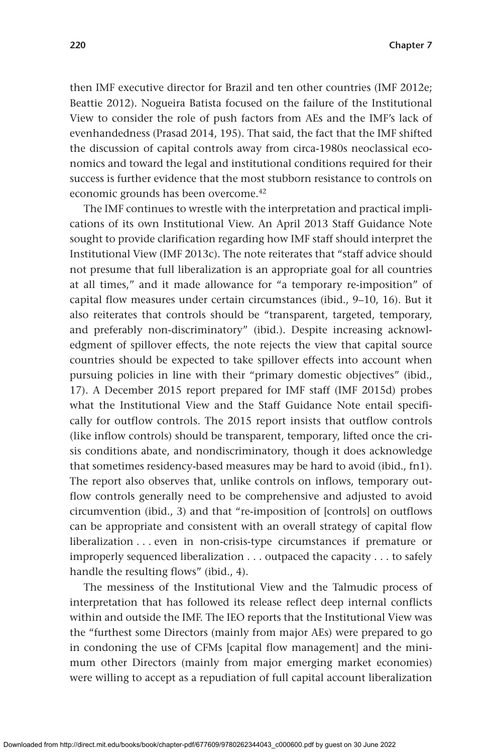then IMF executive director for Brazil and ten other countries (IMF 2012e; Beattie 2012). Nogueira Batista focused on the failure of the Institutional View to consider the role of push factors from AEs and the IMF's lack of evenhandedness (Prasad 2014, 195). That said, the fact that the IMF shifted the discussion of capital controls away from circa-1980s neoclassical economics and toward the legal and institutional conditions required for their success is further evidence that the most stubborn resistance to controls on economic grounds has been overcome.[42]

The IMF continues to wrestle with the interpretation and practical implications of its own Institutional View. An April 2013 Staff Guidance Note sought to provide clarification regarding how IMF staff should interpret the Institutional View (IMF 2013c). The note reiterates that "staff advice should not presume that full liberalization is an appropriate goal for all countries at all times," and it made allowance for "a temporary re-imposition" of capital flow measures under certain circumstances (ibid., 9–10, 16). But it also reiterates that controls should be "transparent, targeted, temporary, and preferably non-discriminatory" (ibid.). Despite increasing acknowledgment of spillover effects, the note rejects the view that capital source countries should be expected to take spillover effects into account when pursuing policies in line with their "primary domestic objectives" (ibid., 17). A December 2015 report prepared for IMF staff (IMF 2015d) probes what the Institutional View and the Staff Guidance Note entail specifically for outflow controls. The 2015 report insists that outflow controls (like inflow controls) should be transparent, temporary, lifted once the crisis conditions abate, and nondiscriminatory, though it does acknowledge that sometimes residency-based measures may be hard to avoid (ibid., fn1). The report also observes that, unlike controls on inflows, temporary outflow controls generally need to be comprehensive and adjusted to avoid circumvention (ibid., 3) and that "re-imposition of [controls] on outflows can be appropriate and consistent with an overall strategy of capital flow liberalization . . . even in non-crisis-type circumstances if premature or improperly sequenced liberalization . . . outpaced the capacity . . . to safely handle the resulting flows" (ibid., 4).

The messiness of the Institutional View and the Talmudic process of interpretation that has followed its release reflect deep internal conflicts within and outside the IMF. The IEO reports that the Institutional View was the "furthest some Directors (mainly from major AEs) were prepared to go in condoning the use of CFMs [capital flow management] and the minimum other Directors (mainly from major emerging market economies) were willing to accept as a repudiation of full capital account liberalization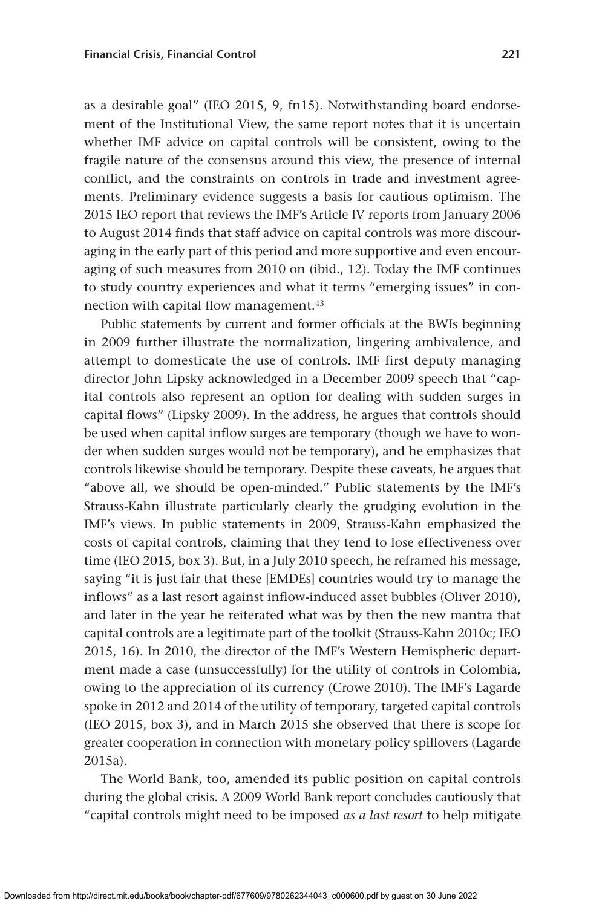as a desirable goal" (IEO 2015, 9, fn15). Notwithstanding board endorsement of the Institutional View, the same report notes that it is uncertain whether IMF advice on capital controls will be consistent, owing to the fragile nature of the consensus around this view, the presence of internal conflict, and the constraints on controls in trade and investment agreements. Preliminary evidence suggests a basis for cautious optimism. The 2015 IEO report that reviews the IMF's Article IV reports from January 2006 to August 2014 finds that staff advice on capital controls was more discouraging in the early part of this period and more supportive and even encouraging of such measures from 2010 on (ibid., 12). Today the IMF continues to study country experiences and what it terms "emerging issues" in connection with capital flow management.[43]

Public statements by current and former officials at the BWIs beginning in 2009 further illustrate the normalization, lingering ambivalence, and attempt to domesticate the use of controls. IMF first deputy managing director John Lipsky acknowledged in a December 2009 speech that "capital controls also represent an option for dealing with sudden surges in capital flows" (Lipsky 2009). In the address, he argues that controls should be used when capital inflow surges are temporary (though we have to wonder when sudden surges would not be temporary), and he emphasizes that controls likewise should be temporary. Despite these caveats, he argues that "above all, we should be open-minded." Public statements by the IMF's Strauss-Kahn illustrate particularly clearly the grudging evolution in the IMF's views. In public statements in 2009, Strauss-Kahn emphasized the costs of capital controls, claiming that they tend to lose effectiveness over time (IEO 2015, box 3). But, in a July 2010 speech, he reframed his message, saying "it is just fair that these [EMDEs] countries would try to manage the inflows" as a last resort against inflow-induced asset bubbles (Oliver 2010), and later in the year he reiterated what was by then the new mantra that capital controls are a legitimate part of the toolkit (Strauss-Kahn 2010c; IEO 2015, 16). In 2010, the director of the IMF's Western Hemispheric department made a case (unsuccessfully) for the utility of controls in Colombia, owing to the appreciation of its currency (Crowe 2010). The IMF's Lagarde spoke in 2012 and 2014 of the utility of temporary, targeted capital controls (IEO 2015, box 3), and in March 2015 she observed that there is scope for greater cooperation in connection with monetary policy spillovers (Lagarde 2015a).

The World Bank, too, amended its public position on capital controls during the global crisis. A 2009 World Bank report concludes cautiously that "capital controls might need to be imposed *as a last resort* to help mitigate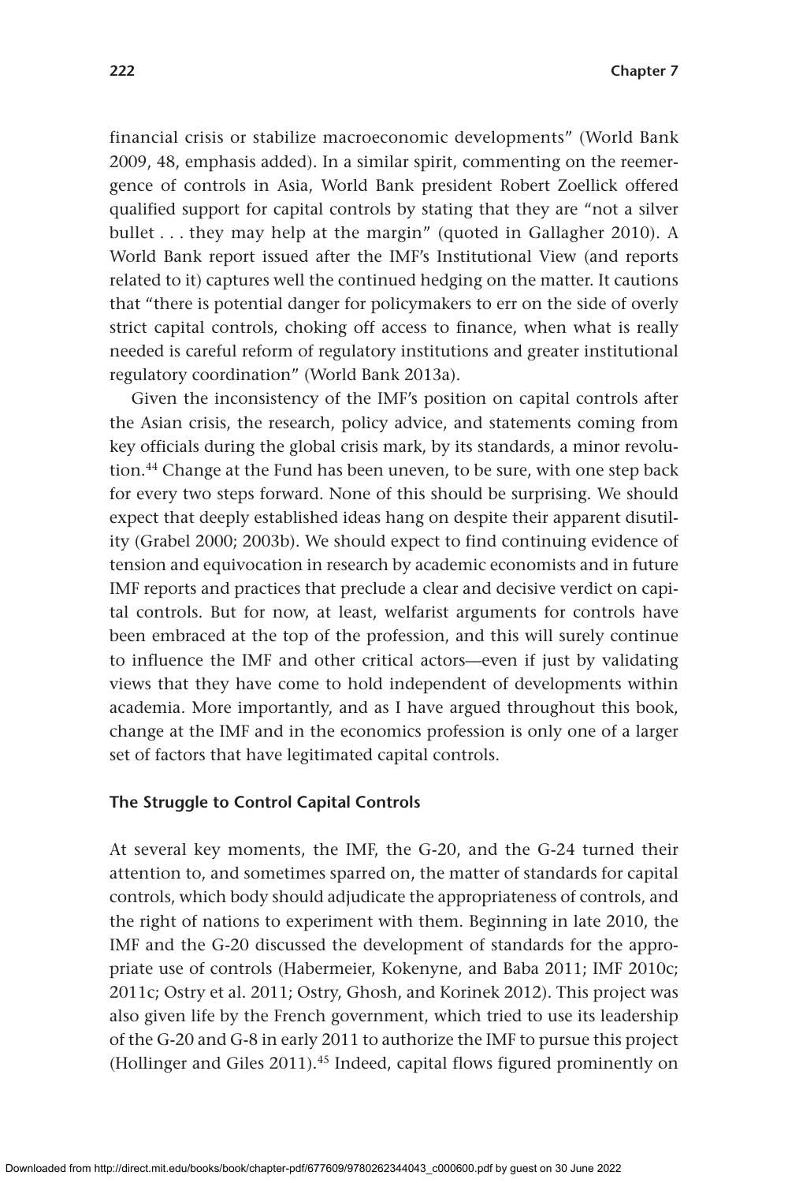financial crisis or stabilize macroeconomic developments" (World Bank 2009, 48, emphasis added). In a similar spirit, commenting on the reemergence of controls in Asia, World Bank president Robert Zoellick offered qualified support for capital controls by stating that they are "not a silver bullet . . . they may help at the margin" (quoted in Gallagher 2010). A World Bank report issued after the IMF's Institutional View (and reports related to it) captures well the continued hedging on the matter. It cautions that "there is potential danger for policymakers to err on the side of overly strict capital controls, choking off access to finance, when what is really needed is careful reform of regulatory institutions and greater institutional regulatory coordination" (World Bank 2013a).

Given the inconsistency of the IMF's position on capital controls after the Asian crisis, the research, policy advice, and statements coming from key officials during the global crisis mark, by its standards, a minor revolution.[44] Change at the Fund has been uneven, to be sure, with one step back for every two steps forward. None of this should be surprising. We should expect that deeply established ideas hang on despite their apparent disutility (Grabel 2000; 2003b). We should expect to find continuing evidence of tension and equivocation in research by academic economists and in future IMF reports and practices that preclude a clear and decisive verdict on capital controls. But for now, at least, welfarist arguments for controls have been embraced at the top of the profession, and this will surely continue to influence the IMF and other critical actors—even if just by validating views that they have come to hold independent of developments within academia. More importantly, and as I have argued throughout this book, change at the IMF and in the economics profession is only one of a larger set of factors that have legitimated capital controls.

### The Struggle to Control Capital Controls

At several key moments, the IMF, the G-20, and the G-24 turned their attention to, and sometimes sparred on, the matter of standards for capital controls, which body should adjudicate the appropriateness of controls, and the right of nations to experiment with them. Beginning in late 2010, the IMF and the G-20 discussed the development of standards for the appropriate use of controls (Habermeier, Kokenyne, and Baba 2011; IMF 2010c; 2011c; Ostry et al. 2011; Ostry, Ghosh, and Korinek 2012). This project was also given life by the French government, which tried to use its leadership of the G-20 and G-8 in early 2011 to authorize the IMF to pursue this project (Hollinger and Giles 2011).[45] Indeed, capital flows figured prominently on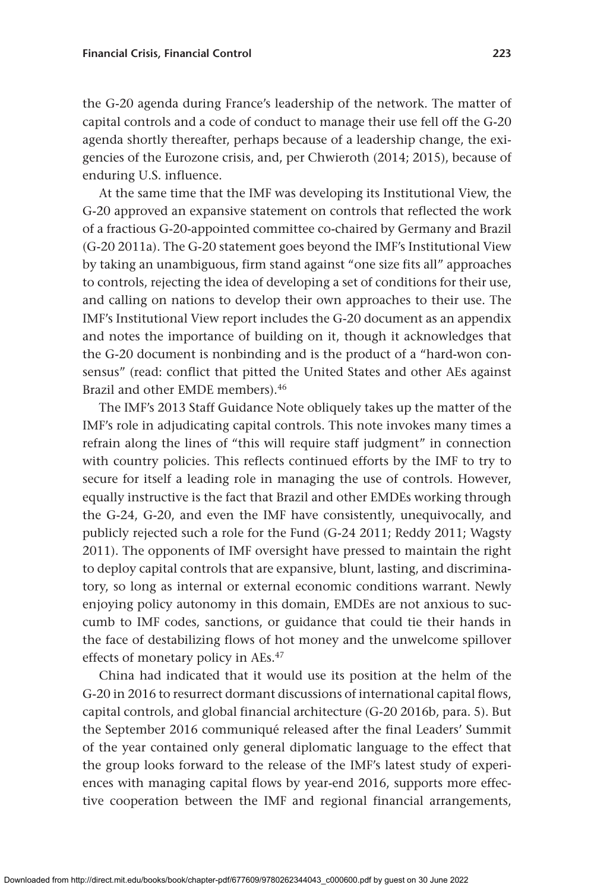the G-20 agenda during France's leadership of the network. The matter of capital controls and a code of conduct to manage their use fell off the G-20 agenda shortly thereafter, perhaps because of a leadership change, the exigencies of the Eurozone crisis, and, per Chwieroth (2014; 2015), because of enduring U.S. influence.

At the same time that the IMF was developing its Institutional View, the G-20 approved an expansive statement on controls that reflected the work of a fractious G-20-appointed committee co-chaired by Germany and Brazil (G-20 2011a). The G-20 statement goes beyond the IMF's Institutional View by taking an unambiguous, firm stand against "one size fits all" approaches to controls, rejecting the idea of developing a set of conditions for their use, and calling on nations to develop their own approaches to their use. The IMF's Institutional View report includes the G-20 document as an appendix and notes the importance of building on it, though it acknowledges that the G-20 document is nonbinding and is the product of a "hard-won consensus" (read: conflict that pitted the United States and other AEs against Brazil and other EMDE members).[46]

The IMF's 2013 Staff Guidance Note obliquely takes up the matter of the IMF's role in adjudicating capital controls. This note invokes many times a refrain along the lines of "this will require staff judgment" in connection with country policies. This reflects continued efforts by the IMF to try to secure for itself a leading role in managing the use of controls. However, equally instructive is the fact that Brazil and other EMDEs working through the G-24, G-20, and even the IMF have consistently, unequivocally, and publicly rejected such a role for the Fund (G-24 2011; Reddy 2011; Wagsty 2011). The opponents of IMF oversight have pressed to maintain the right to deploy capital controls that are expansive, blunt, lasting, and discriminatory, so long as internal or external economic conditions warrant. Newly enjoying policy autonomy in this domain, EMDEs are not anxious to succumb to IMF codes, sanctions, or guidance that could tie their hands in the face of destabilizing flows of hot money and the unwelcome spillover effects of monetary policy in AEs.[47]

China had indicated that it would use its position at the helm of the G-20 in 2016 to resurrect dormant discussions of international capital flows, capital controls, and global financial architecture (G-20 2016b, para. 5). But the September 2016 communiqué released after the final Leaders' Summit of the year contained only general diplomatic language to the effect that the group looks forward to the release of the IMF's latest study of experiences with managing capital flows by year-end 2016, supports more effective cooperation between the IMF and regional financial arrangements,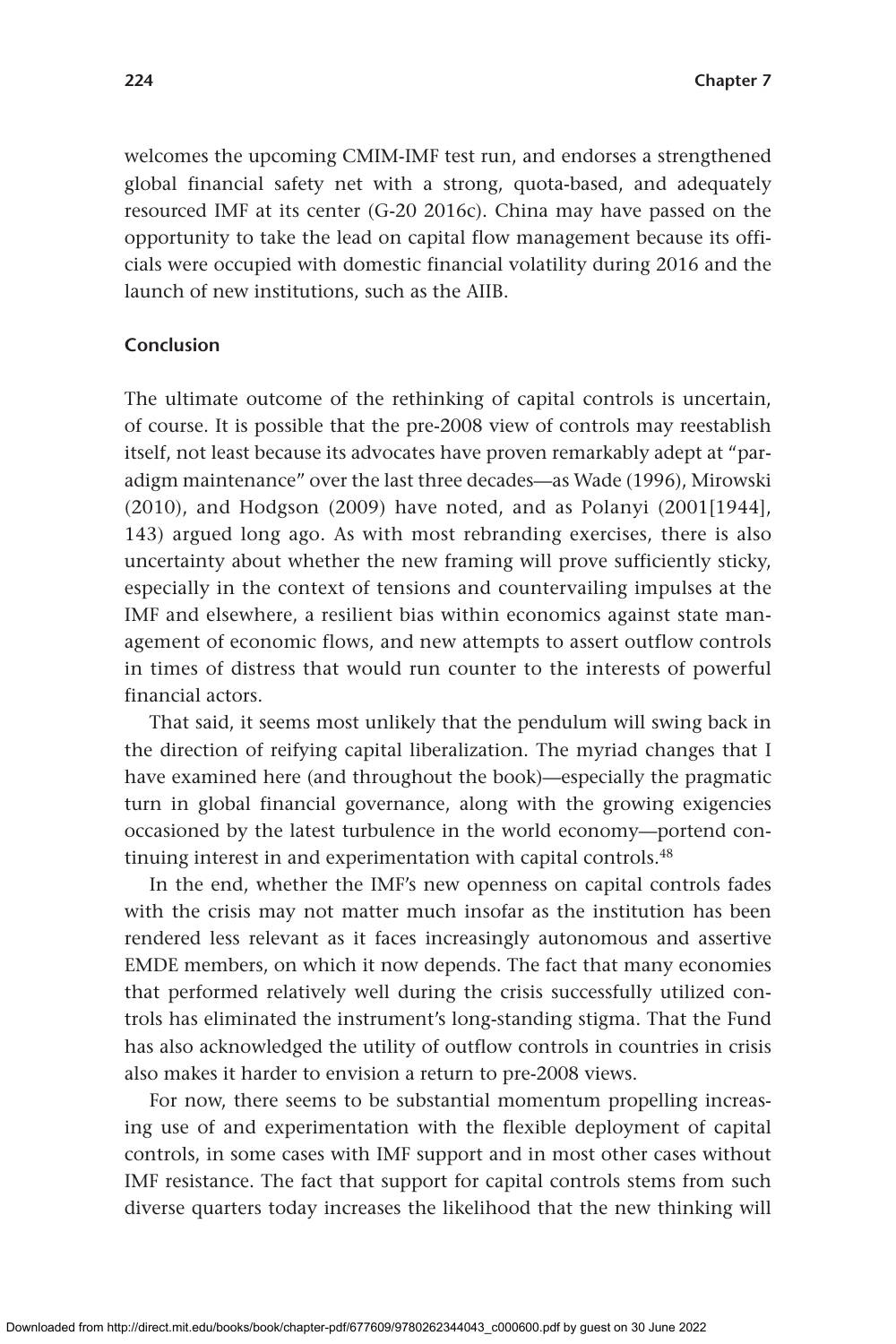welcomes the upcoming CMIM-IMF test run, and endorses a strengthened global financial safety net with a strong, quota-based, and adequately resourced IMF at its center (G-20 2016c). China may have passed on the opportunity to take the lead on capital flow management because its officials were occupied with domestic financial volatility during 2016 and the launch of new institutions, such as the AIIB.

### Conclusion

The ultimate outcome of the rethinking of capital controls is uncertain, of course. It is possible that the pre-2008 view of controls may reestablish itself, not least because its advocates have proven remarkably adept at "paradigm maintenance" over the last three decades—as Wade (1996), Mirowski (2010), and Hodgson (2009) have noted, and as Polanyi (2001[1944], 143) argued long ago. As with most rebranding exercises, there is also uncertainty about whether the new framing will prove sufficiently sticky, especially in the context of tensions and countervailing impulses at the IMF and elsewhere, a resilient bias within economics against state management of economic flows, and new attempts to assert outflow controls in times of distress that would run counter to the interests of powerful financial actors.

That said, it seems most unlikely that the pendulum will swing back in the direction of reifying capital liberalization. The myriad changes that I have examined here (and throughout the book)—especially the pragmatic turn in global financial governance, along with the growing exigencies occasioned by the latest turbulence in the world economy—portend continuing interest in and experimentation with capital controls.[48]

In the end, whether the IMF's new openness on capital controls fades with the crisis may not matter much insofar as the institution has been rendered less relevant as it faces increasingly autonomous and assertive EMDE members, on which it now depends. The fact that many economies that performed relatively well during the crisis successfully utilized controls has eliminated the instrument's long-standing stigma. That the Fund has also acknowledged the utility of outflow controls in countries in crisis also makes it harder to envision a return to pre-2008 views.

For now, there seems to be substantial momentum propelling increasing use of and experimentation with the flexible deployment of capital controls, in some cases with IMF support and in most other cases without IMF resistance. The fact that support for capital controls stems from such diverse quarters today increases the likelihood that the new thinking will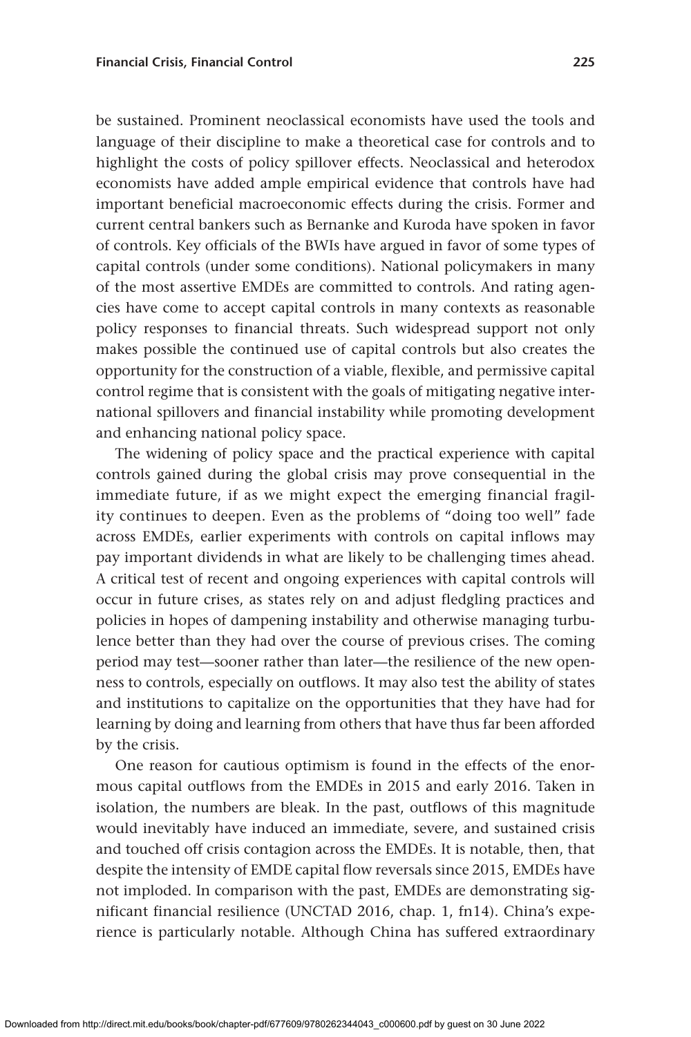be sustained. Prominent neoclassical economists have used the tools and language of their discipline to make a theoretical case for controls and to highlight the costs of policy spillover effects. Neoclassical and heterodox economists have added ample empirical evidence that controls have had important beneficial macroeconomic effects during the crisis. Former and current central bankers such as Bernanke and Kuroda have spoken in favor of controls. Key officials of the BWIs have argued in favor of some types of capital controls (under some conditions). National policymakers in many of the most assertive EMDEs are committed to controls. And rating agencies have come to accept capital controls in many contexts as reasonable policy responses to financial threats. Such widespread support not only makes possible the continued use of capital controls but also creates the opportunity for the construction of a viable, flexible, and permissive capital control regime that is consistent with the goals of mitigating negative international spillovers and financial instability while promoting development and enhancing national policy space.

The widening of policy space and the practical experience with capital controls gained during the global crisis may prove consequential in the immediate future, if as we might expect the emerging financial fragility continues to deepen. Even as the problems of "doing too well" fade across EMDEs, earlier experiments with controls on capital inflows may pay important dividends in what are likely to be challenging times ahead. A critical test of recent and ongoing experiences with capital controls will occur in future crises, as states rely on and adjust fledgling practices and policies in hopes of dampening instability and otherwise managing turbulence better than they had over the course of previous crises. The coming period may test—sooner rather than later—the resilience of the new openness to controls, especially on outflows. It may also test the ability of states and institutions to capitalize on the opportunities that they have had for learning by doing and learning from others that have thus far been afforded by the crisis.

One reason for cautious optimism is found in the effects of the enormous capital outflows from the EMDEs in 2015 and early 2016. Taken in isolation, the numbers are bleak. In the past, outflows of this magnitude would inevitably have induced an immediate, severe, and sustained crisis and touched off crisis contagion across the EMDEs. It is notable, then, that despite the intensity of EMDE capital flow reversals since 2015, EMDEs have not imploded. In comparison with the past, EMDEs are demonstrating significant financial resilience (UNCTAD 2016, chap. 1, fn14). China's experience is particularly notable. Although China has suffered extraordinary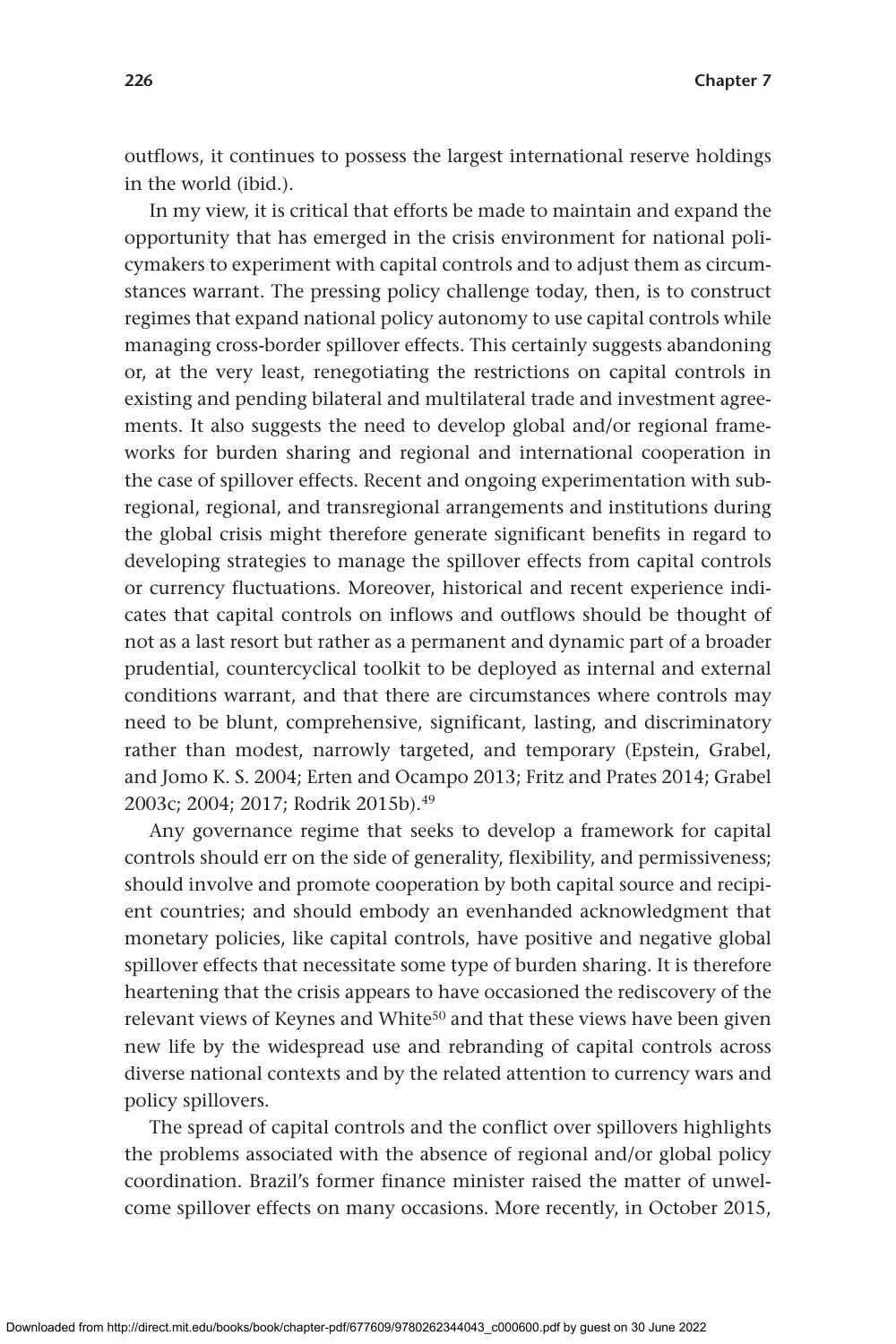outflows, it continues to possess the largest international reserve holdings in the world (ibid.).

In my view, it is critical that efforts be made to maintain and expand the opportunity that has emerged in the crisis environment for national policymakers to experiment with capital controls and to adjust them as circumstances warrant. The pressing policy challenge today, then, is to construct regimes that expand national policy autonomy to use capital controls while managing cross-border spillover effects. This certainly suggests abandoning or, at the very least, renegotiating the restrictions on capital controls in existing and pending bilateral and multilateral trade and investment agreements. It also suggests the need to develop global and/or regional frameworks for burden sharing and regional and international cooperation in the case of spillover effects. Recent and ongoing experimentation with subregional, regional, and transregional arrangements and institutions during the global crisis might therefore generate significant benefits in regard to developing strategies to manage the spillover effects from capital controls or currency fluctuations. Moreover, historical and recent experience indicates that capital controls on inflows and outflows should be thought of not as a last resort but rather as a permanent and dynamic part of a broader prudential, countercyclical toolkit to be deployed as internal and external conditions warrant, and that there are circumstances where controls may need to be blunt, comprehensive, significant, lasting, and discriminatory rather than modest, narrowly targeted, and temporary (Epstein, Grabel, and Jomo K. S. 2004; Erten and Ocampo 2013; Fritz and Prates 2014; Grabel 2003c; 2004; 2017; Rodrik 2015b).[49]

Any governance regime that seeks to develop a framework for capital controls should err on the side of generality, flexibility, and permissiveness; should involve and promote cooperation by both capital source and recipient countries; and should embody an evenhanded acknowledgment that monetary policies, like capital controls, have positive and negative global spillover effects that necessitate some type of burden sharing. It is therefore heartening that the crisis appears to have occasioned the rediscovery of the relevant views of Keynes and White[50] and that these views have been given new life by the widespread use and rebranding of capital controls across diverse national contexts and by the related attention to currency wars and policy spillovers.

The spread of capital controls and the conflict over spillovers highlights the problems associated with the absence of regional and/or global policy coordination. Brazil's former finance minister raised the matter of unwelcome spillover effects on many occasions. More recently, in October 2015,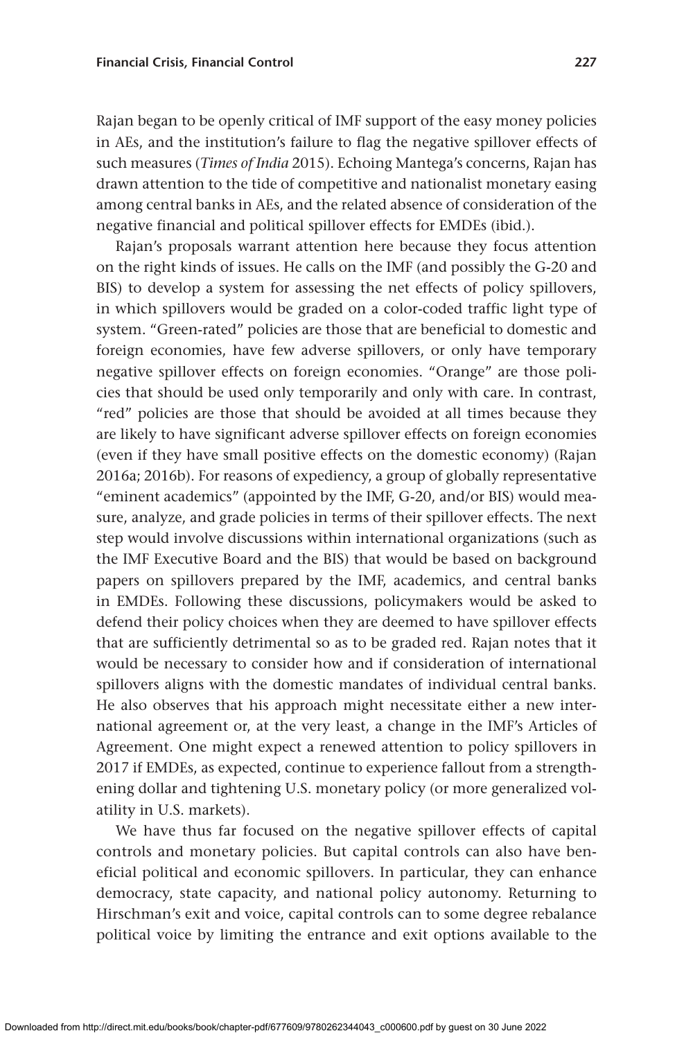Rajan began to be openly critical of IMF support of the easy money policies in AEs, and the institution's failure to flag the negative spillover effects of such measures (*Times of India* 2015). Echoing Mantega's concerns, Rajan has drawn attention to the tide of competitive and nationalist monetary easing among central banks in AEs, and the related absence of consideration of the negative financial and political spillover effects for EMDEs (ibid.).

Rajan's proposals warrant attention here because they focus attention on the right kinds of issues. He calls on the IMF (and possibly the G-20 and BIS) to develop a system for assessing the net effects of policy spillovers, in which spillovers would be graded on a color-coded traffic light type of system. "Green-rated" policies are those that are beneficial to domestic and foreign economies, have few adverse spillovers, or only have temporary negative spillover effects on foreign economies. "Orange" are those policies that should be used only temporarily and only with care. In contrast, "red" policies are those that should be avoided at all times because they are likely to have significant adverse spillover effects on foreign economies (even if they have small positive effects on the domestic economy) (Rajan 2016a; 2016b). For reasons of expediency, a group of globally representative "eminent academics" (appointed by the IMF, G-20, and/or BIS) would measure, analyze, and grade policies in terms of their spillover effects. The next step would involve discussions within international organizations (such as the IMF Executive Board and the BIS) that would be based on background papers on spillovers prepared by the IMF, academics, and central banks in EMDEs. Following these discussions, policymakers would be asked to defend their policy choices when they are deemed to have spillover effects that are sufficiently detrimental so as to be graded red. Rajan notes that it would be necessary to consider how and if consideration of international spillovers aligns with the domestic mandates of individual central banks. He also observes that his approach might necessitate either a new international agreement or, at the very least, a change in the IMF's Articles of Agreement. One might expect a renewed attention to policy spillovers in 2017 if EMDEs, as expected, continue to experience fallout from a strengthening dollar and tightening U.S. monetary policy (or more generalized volatility in U.S. markets).

We have thus far focused on the negative spillover effects of capital controls and monetary policies. But capital controls can also have beneficial political and economic spillovers. In particular, they can enhance democracy, state capacity, and national policy autonomy. Returning to Hirschman's exit and voice, capital controls can to some degree rebalance political voice by limiting the entrance and exit options available to the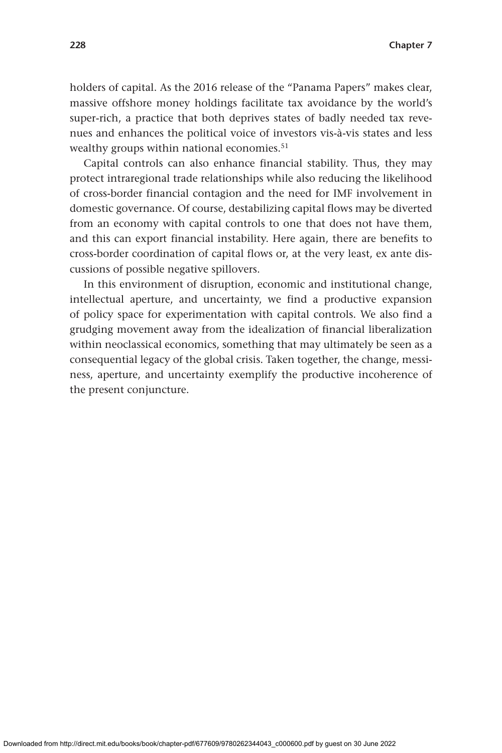holders of capital. As the 2016 release of the "Panama Papers" makes clear, massive offshore money holdings facilitate tax avoidance by the world's super-rich, a practice that both deprives states of badly needed tax revenues and enhances the political voice of investors vis-à-vis states and less wealthy groups within national economies.[51]

Capital controls can also enhance financial stability. Thus, they may protect intraregional trade relationships while also reducing the likelihood of cross-border financial contagion and the need for IMF involvement in domestic governance. Of course, destabilizing capital flows may be diverted from an economy with capital controls to one that does not have them, and this can export financial instability. Here again, there are benefits to cross-border coordination of capital flows or, at the very least, ex ante discussions of possible negative spillovers.

In this environment of disruption, economic and institutional change, intellectual aperture, and uncertainty, we find a productive expansion of policy space for experimentation with capital controls. We also find a grudging movement away from the idealization of financial liberalization within neoclassical economics, something that may ultimately be seen as a consequential legacy of the global crisis. Taken together, the change, messiness, aperture, and uncertainty exemplify the productive incoherence of the present conjuncture.